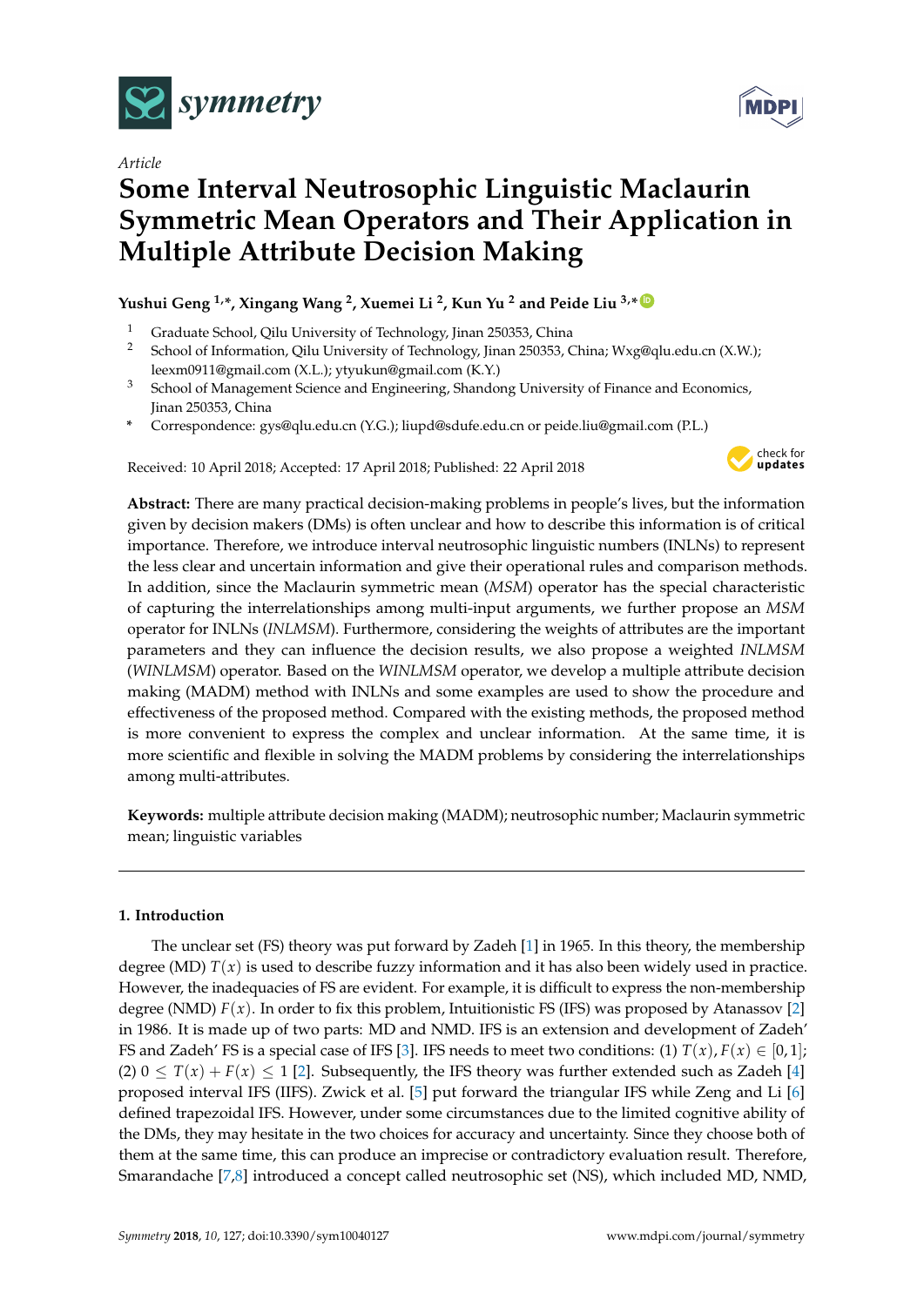*Article*

# Some Interval Neutrosophic Linguistic Maclaurin Symmetric Mean Operators and Their Application in Multiple Attribute Decision Making

**Yushui Geng [1,*], Xingang Wang [2], Xuemei Li [2], Kun Yu [2] and Peide Liu [3,*]**

1. Graduate School, Qilu University of Technology, Jinan 250353, China
2. School of Information, Qilu University of Technology, Jinan 250353, China; Wxg@qlu.edu.cn (X.W.); leexm0911@gmail.com (X.L.); ytyukun@gmail.com (K.Y.)
3. School of Management Science and Engineering, Shandong University of Finance and Economics, Jinan 250353, China

\* Correspondence: gys@qlu.edu.cn (Y.G.); liupd@sdufe.edu.cn or peide.liu@gmail.com (P.L.)

Received: 10 April 2018; Accepted: 17 April 2018; Published: 22 April 2018

**Abstract:** There are many practical decision-making problems in people's lives, but the information given by decision makers (DMs) is often unclear and how to describe this information is of critical importance. Therefore, we introduce interval neutrosophic linguistic numbers (INLNs) to represent the less clear and uncertain information and give their operational rules and comparison methods. In addition, since the Maclaurin symmetric mean (*MSM*) operator has the special characteristic of capturing the interrelationships among multi-input arguments, we further propose an *MSM* operator for INLNs (*INLMSM*). Furthermore, considering the weights of attributes are the important parameters and they can influence the decision results, we also propose a weighted *INLMSM* (*WINLMSM*) operator. Based on the *WINLMSM* operator, we develop a multiple attribute decision making (MADM) method with INLNs and some examples are used to show the procedure and effectiveness of the proposed method. Compared with the existing methods, the proposed method is more convenient to express the complex and unclear information. At the same time, it is more scientific and flexible in solving the MADM problems by considering the interrelationships among multi-attributes.

**Keywords:** multiple attribute decision making (MADM); neutrosophic number; Maclaurin symmetric mean; linguistic variables

## 1. Introduction

The unclear set (FS) theory was put forward by Zadeh [1] in 1965. In this theory, the membership degree (MD) $T(x)$ is used to describe fuzzy information and it has also been widely used in practice. However, the inadequacies of FS are evident. For example, it is difficult to express the non-membership degree (NMD) $F(x)$. In order to fix this problem, Intuitionistic FS (IFS) was proposed by Atanassov [2] in 1986. It is made up of two parts: MD and NMD. IFS is an extension and development of Zadeh' FS and Zadeh' FS is a special case of IFS [3]. IFS needs to meet two conditions: (1) $T(x), F(x) \in [0,1]$; (2) $0 \leq T(x) + F(x) \leq 1$ [2]. Subsequently, the IFS theory was further extended such as Zadeh [4] proposed interval IFS (IIFS). Zwick et al. [5] put forward the triangular IFS while Zeng and Li [6] defined trapezoidal IFS. However, under some circumstances due to the limited cognitive ability of the DMs, they may hesitate in the two choices for accuracy and uncertainty. Since they choose both of them at the same time, this can produce an imprecise or contradictory evaluation result. Therefore, Smarandache [7,8] introduced a concept called neutrosophic set (NS), which included MD, NMD,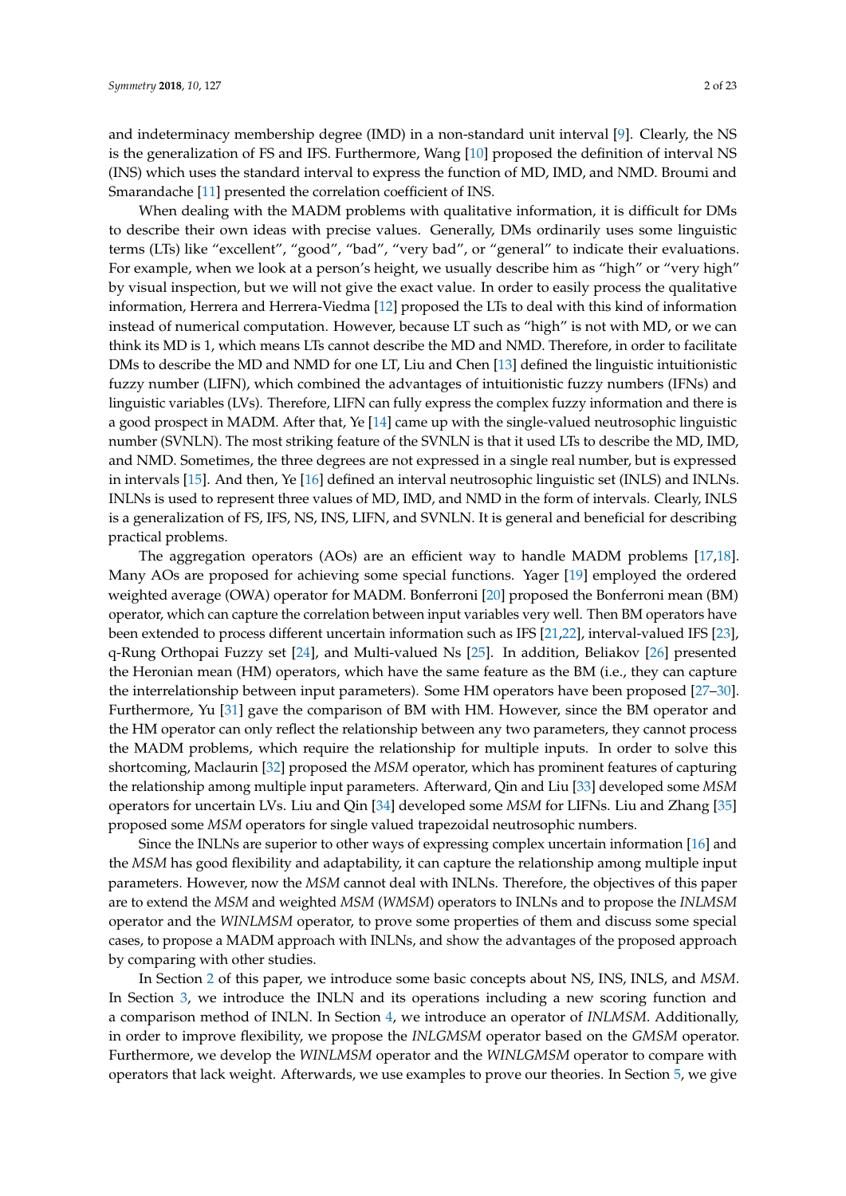and indeterminacy membership degree (IMD) in a non-standard unit interval [9]. Clearly, the NS is the generalization of FS and IFS. Furthermore, Wang [10] proposed the definition of interval NS (INS) which uses the standard interval to express the function of MD, IMD, and NMD. Broumi and Smarandache [11] presented the correlation coefficient of INS.

When dealing with the MADM problems with qualitative information, it is difficult for DMs to describe their own ideas with precise values. Generally, DMs ordinarily uses some linguistic terms (LTs) like "excellent", "good", "bad", "very bad", or "general" to indicate their evaluations. For example, when we look at a person's height, we usually describe him as "high" or "very high" by visual inspection, but we will not give the exact value. In order to easily process the qualitative information, Herrera and Herrera-Viedma [12] proposed the LTs to deal with this kind of information instead of numerical computation. However, because LT such as "high" is not with MD, or we can think its MD is 1, which means LTs cannot describe the MD and NMD. Therefore, in order to facilitate DMs to describe the MD and NMD for one LT, Liu and Chen [13] defined the linguistic intuitionistic fuzzy number (LIFN), which combined the advantages of intuitionistic fuzzy numbers (IFNs) and linguistic variables (LVs). Therefore, LIFN can fully express the complex fuzzy information and there is a good prospect in MADM. After that, Ye [14] came up with the single-valued neutrosophic linguistic number (SVNLN). The most striking feature of the SVNLN is that it used LTs to describe the MD, IMD, and NMD. Sometimes, the three degrees are not expressed in a single real number, but is expressed in intervals [15]. And then, Ye [16] defined an interval neutrosophic linguistic set (INLS) and INLNs. INLNs is used to represent three values of MD, IMD, and NMD in the form of intervals. Clearly, INLS is a generalization of FS, IFS, NS, INS, LIFN, and SVNLN. It is general and beneficial for describing practical problems.

The aggregation operators (AOs) are an efficient way to handle MADM problems [17,18]. Many AOs are proposed for achieving some special functions. Yager [19] employed the ordered weighted average (OWA) operator for MADM. Bonferroni [20] proposed the Bonferroni mean (BM) operator, which can capture the correlation between input variables very well. Then BM operators have been extended to process different uncertain information such as IFS [21,22], interval-valued IFS [23], q-Rung Orthopai Fuzzy set [24], and Multi-valued Ns [25]. In addition, Beliakov [26] presented the Heronian mean (HM) operators, which have the same feature as the BM (i.e., they can capture the interrelationship between input parameters). Some HM operators have been proposed [27–30]. Furthermore, Yu [31] gave the comparison of BM with HM. However, since the BM operator and the HM operator can only reflect the relationship between any two parameters, they cannot process the MADM problems, which require the relationship for multiple inputs. In order to solve this shortcoming, Maclaurin [32] proposed the *MSM* operator, which has prominent features of capturing the relationship among multiple input parameters. Afterward, Qin and Liu [33] developed some *MSM* operators for uncertain LVs. Liu and Qin [34] developed some *MSM* for LIFNs. Liu and Zhang [35] proposed some *MSM* operators for single valued trapezoidal neutrosophic numbers.

Since the INLNs are superior to other ways of expressing complex uncertain information [16] and the *MSM* has good flexibility and adaptability, it can capture the relationship among multiple input parameters. However, now the *MSM* cannot deal with INLNs. Therefore, the objectives of this paper are to extend the *MSM* and weighted *MSM* (*WMSM*) operators to INLNs and to propose the *INLMSM* operator and the *WINLMSM* operator, to prove some properties of them and discuss some special cases, to propose a MADM approach with INLNs, and show the advantages of the proposed approach by comparing with other studies.

In Section 2 of this paper, we introduce some basic concepts about NS, INS, INLS, and *MSM*. In Section 3, we introduce the INLN and its operations including a new scoring function and a comparison method of INLN. In Section 4, we introduce an operator of *INLMSM*. Additionally, in order to improve flexibility, we propose the *INLGMSM* operator based on the *GMSM* operator. Furthermore, we develop the *WINLMSM* operator and the *WINLGMSM* operator to compare with operators that lack weight. Afterwards, we use examples to prove our theories. In Section 5, we give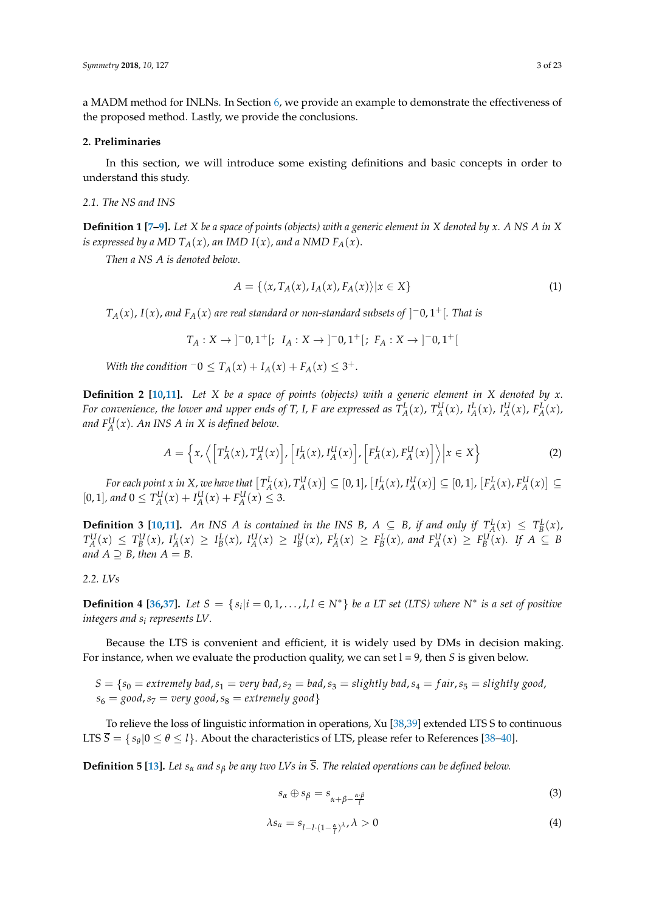a MADM method for INLNs. In Section 6, we provide an example to demonstrate the effectiveness of the proposed method. Lastly, we provide the conclusions.

## 2. Preliminaries

In this section, we will introduce some existing definitions and basic concepts in order to understand this study.

### 2.1. The NS and INS

**Definition 1 [7–9].** *Let X be a space of points (objects) with a generic element in X denoted by x. A NS A in X is expressed by a MD $T_A(x)$, an IMD $I(x)$, and a NMD $F_A(x)$.*

*Then a NS A is denoted below.*

$$A = \{\langle x, T_A(x), I_A(x), F_A(x)\rangle | x \in X\} \tag{1}$$

*$T_A(x)$, $I(x)$, and $F_A(x)$ are real standard or non-standard subsets of $]^-0, 1^+[$. That is*

$$T_A : X \to ]^-0, 1^+[;\ \ I_A : X \to ]^-0, 1^+[;\ \ F_A : X \to ]^-0, 1^+[$$

*With the condition $^-0 \le T_A(x) + I_A(x) + F_A(x) \le 3^+$.*

**Definition 2 [10,11].** *Let X be a space of points (objects) with a generic element in X denoted by x. For convenience, the lower and upper ends of T, I, F are expressed as $T_A^L(x)$, $T_A^U(x)$, $I_A^L(x)$, $I_A^U(x)$, $F_A^L(x)$, and $F_A^U(x)$. An INS A in X is defined below.*

$$A = \left\{x, \left\langle \left[T_A^L(x), T_A^U(x)\right], \left[I_A^L(x), I_A^U(x)\right], \left[F_A^L(x), F_A^U(x)\right]\right\rangle \middle| x \in X\right\} \tag{2}$$

*For each point x in X, we have that $\left[T_A^L(x), T_A^U(x)\right] \subseteq [0,1]$, $\left[I_A^L(x), I_A^U(x)\right] \subseteq [0,1]$, $\left[F_A^L(x), F_A^U(x)\right] \subseteq [0,1]$, and $0 \le T_A^U(x) + I_A^U(x) + F_A^U(x) \le 3$.*

**Definition 3 [10,11].** *An INS A is contained in the INS B, $A \subseteq B$, if and only if $T_A^L(x) \le T_B^L(x)$, $T_A^U(x) \le T_B^U(x)$, $I_A^L(x) \ge I_B^L(x)$, $I_A^U(x) \ge I_B^U(x)$, $F_A^L(x) \ge F_B^L(x)$, and $F_A^U(x) \ge F_B^U(x)$. If $A \subseteq B$ and $A \supseteq B$, then $A = B$.*

### 2.2. LVs

**Definition 4 [36,37].** *Let $S = \{s_i | i = 0, 1, \ldots, l, l \in N^*\}$ be a LT set (LTS) where $N^*$ is a set of positive integers and $s_i$ represents LV.*

Because the LTS is convenient and efficient, it is widely used by DMs in decision making. For instance, when we evaluate the production quality, we can set l = 9, then $S$ is given below.

$S = \{s_0 = extremely\ bad, s_1 = very\ bad, s_2 = bad, s_3 = slightly\ bad, s_4 = fair, s_5 = slightly\ good, s_6 = good, s_7 = very\ good, s_8 = extremely\ good\}$

To relieve the loss of linguistic information in operations, Xu [38,39] extended LTS S to continuous LTS $\overline{S} = \{s_\theta | 0 \le \theta \le l\}$. About the characteristics of LTS, please refer to References [38–40].

**Definition 5 [13].** *Let $s_\alpha$ and $s_\beta$ be any two LVs in $\overline{S}$. The related operations can be defined below.*

$$s_\alpha \oplus s_\beta = s_{\alpha + \beta - \frac{\alpha \cdot \beta}{l}} \tag{3}$$

$$\lambda s_\alpha = s_{l - l \cdot (1 - \frac{\alpha}{l})^\lambda}, \lambda > 0 \tag{4}$$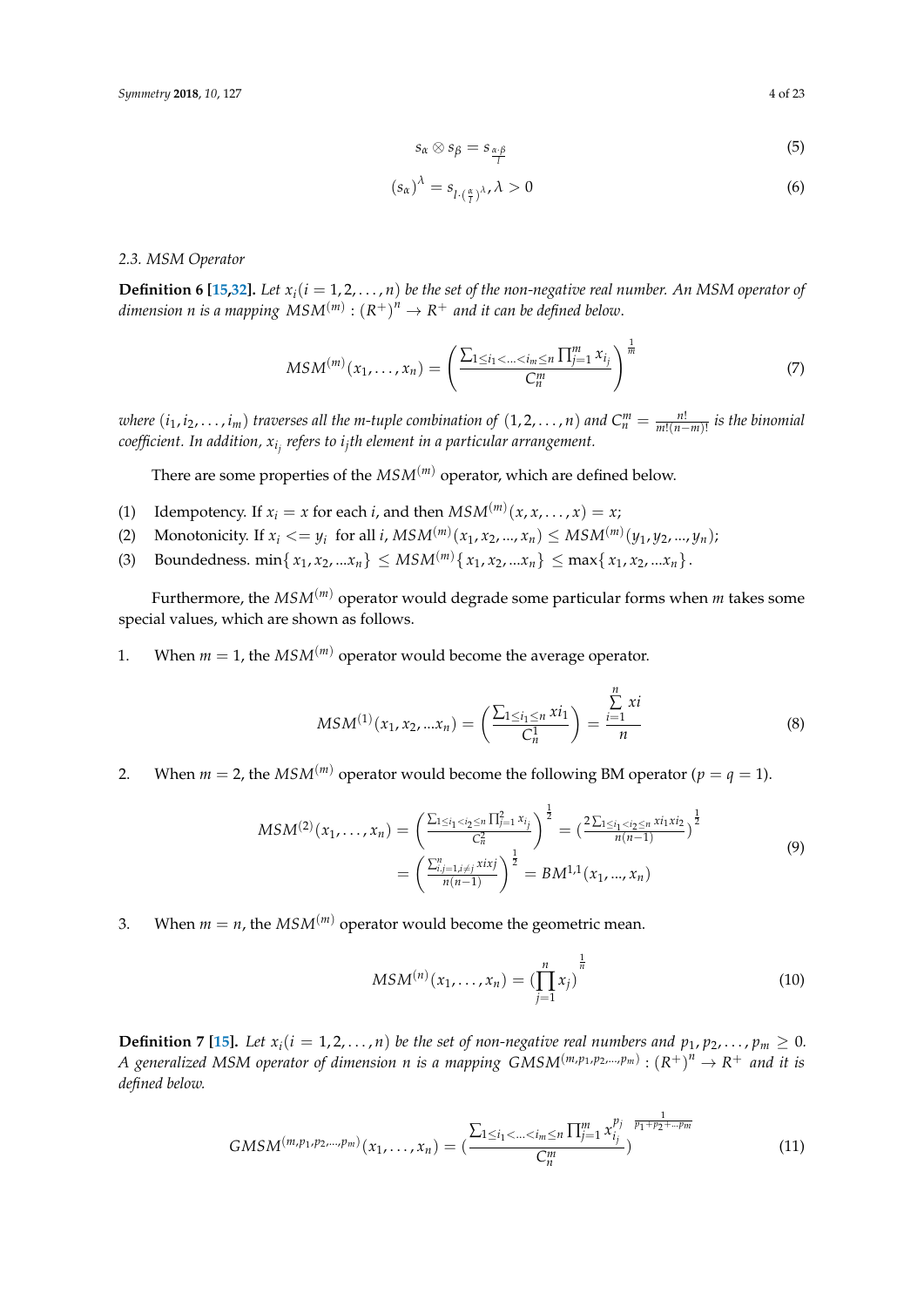$$s_\alpha \otimes s_\beta = s_{\frac{\alpha \cdot \beta}{l}} \tag{5}$$

$$(s_\alpha)^\lambda = s_{l \cdot (\frac{\alpha}{l})^\lambda}, \lambda > 0 \tag{6}$$

### 2.3. MSM Operator

**Definition 6 [15,32].** *Let $x_i (i = 1, 2, \ldots, n)$ be the set of the non-negative real number. An MSM operator of dimension n is a mapping $MSM^{(m)} : (R^+)^n \to R^+$ and it can be defined below.*

$$MSM^{(m)}(x_1, \ldots, x_n) = \left( \frac{\sum_{1 \le i_1 < \ldots < i_m \le n} \prod_{j=1}^{m} x_{i_j}}{C_n^m} \right)^{\frac{1}{m}} \tag{7}$$

*where $(i_1, i_2, \ldots, i_m)$ traverses all the m-tuple combination of $(1, 2, \ldots, n)$ and $C_n^m = \frac{n!}{m!(n-m)!}$ is the binomial coefficient. In addition, $x_{i_j}$ refers to $i_j$th element in a particular arrangement.*

There are some properties of the $MSM^{(m)}$ operator, which are defined below.

(1) Idempotency. If $x_i = x$ for each $i$, and then $MSM^{(m)}(x, x, \ldots, x) = x$;
(2) Monotonicity. If $x_i <= y_i$ for all $i$, $MSM^{(m)}(x_1, x_2, ..., x_n) \le MSM^{(m)}(y_1, y_2, ..., y_n)$;
(3) Boundedness. $\min\{x_1, x_2, ...x_n\} \le MSM^{(m)}\{x_1, x_2, ...x_n\} \le \max\{x_1, x_2, ...x_n\}$.

Furthermore, the $MSM^{(m)}$ operator would degrade some particular forms when $m$ takes some special values, which are shown as follows.

1. When $m = 1$, the $MSM^{(m)}$ operator would become the average operator.

$$MSM^{(1)}(x_1, x_2, ...x_n) = \left( \frac{\sum_{1 \le i_1 \le n} xi_1}{C_n^1} \right) = \frac{\sum_{i=1}^{n} xi}{n} \tag{8}$$

2. When $m = 2$, the $MSM^{(m)}$ operator would become the following BM operator ($p = q = 1$).

$$\begin{aligned} MSM^{(2)}(x_1, \ldots, x_n) &= \left( \frac{\sum_{1 \le i_1 < i_2 \le n} \prod_{j=1}^{2} x_{i_j}}{C_n^2} \right)^{\frac{1}{2}} = \left( \frac{2 \sum_{1 \le i_1 < i_2 \le n} xi_1 xi_2}{n(n-1)} \right)^{\frac{1}{2}} \\ &= \left( \frac{\sum_{i,j=1, i \ne j}^{n} xixj}{n(n-1)} \right)^{\frac{1}{2}} = BM^{1,1}(x_1, ..., x_n) \end{aligned} \tag{9}$$

3. When $m = n$, the $MSM^{(m)}$ operator would become the geometric mean.

$$MSM^{(n)}(x_1, \ldots, x_n) = \left( \prod_{j=1}^{n} x_j \right)^{\frac{1}{n}} \tag{10}$$

**Definition 7 [15].** *Let $x_i (i = 1, 2, \ldots, n)$ be the set of non-negative real numbers and $p_1, p_2, \ldots, p_m \ge 0$. A generalized MSM operator of dimension n is a mapping $GMSM^{(m, p_1, p_2, \ldots, p_m)} : (R^+)^n \to R^+$ and it is defined below.*

$$GMSM^{(m, p_1, p_2, \ldots, p_m)}(x_1, \ldots, x_n) = \left( \frac{\sum_{1 \le i_1 < \ldots < i_m \le n} \prod_{j=1}^{m} x_{i_j}^{p_j}}{C_n^m} \right)^{\frac{1}{p_1 + p_2 + \cdots p_m}} \tag{11}$$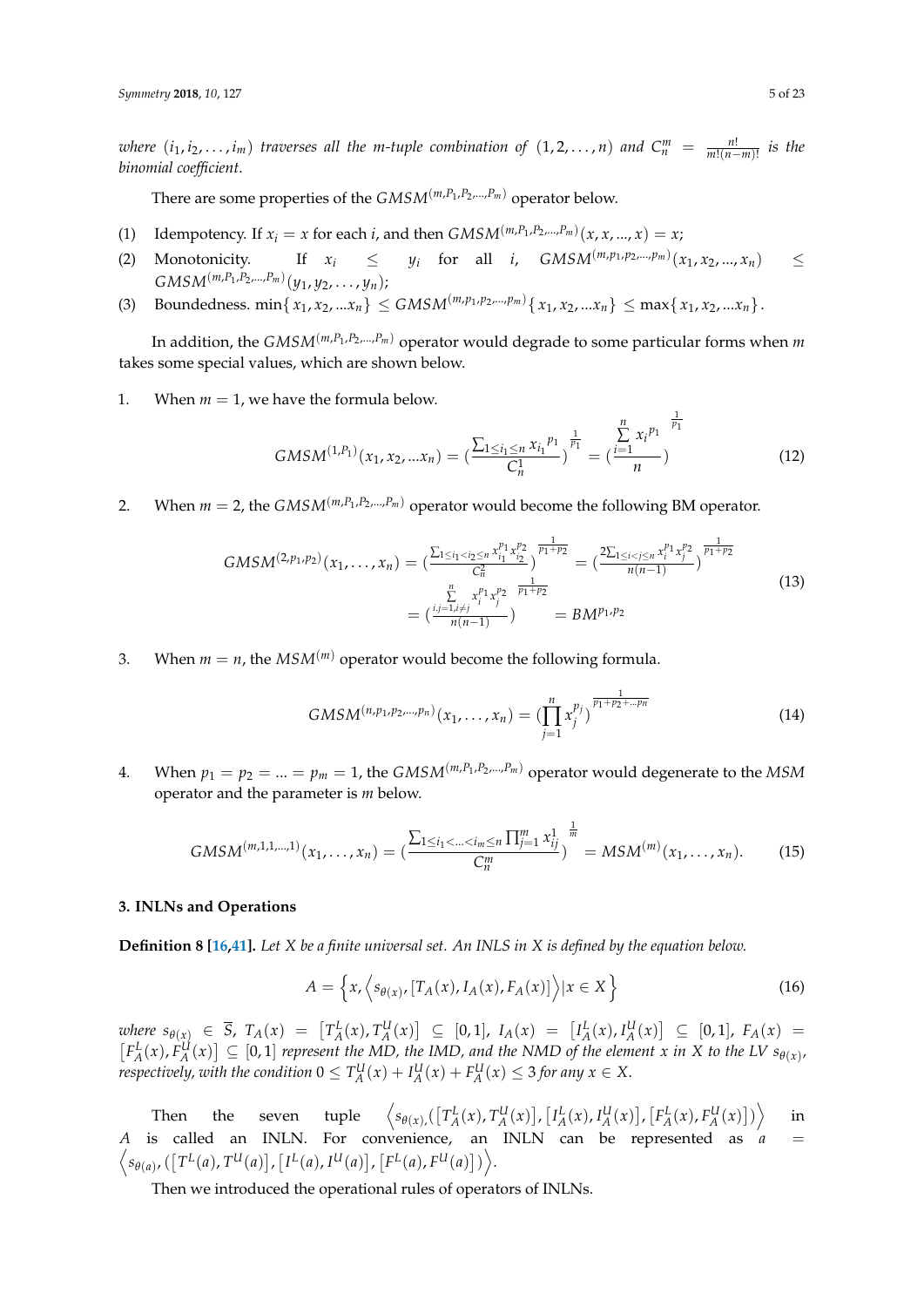where $(i_1, i_2, \ldots, i_m)$ traverses all the $m$-tuple combination of $(1, 2, \ldots, n)$ and $C_n^m = \frac{n!}{m!(n-m)!}$ is the binomial coefficient.

There are some properties of the $GMSM^{(m,P_1,P_2,\ldots,P_m)}$ operator below.

(1) Idempotency. If $x_i = x$ for each $i$, and then $GMSM^{(m,P_1,P_2,\ldots,P_m)}(x, x, \ldots, x) = x$;

(2) Monotonicity. If $x_i \leq y_i$ for all $i$, $GMSM^{(m,p_1,p_2,\ldots,p_m)}(x_1, x_2, \ldots, x_n) \leq GMSM^{(m,P_1,P_2,\ldots,P_m)}(y_1, y_2, \ldots, y_n)$;

(3) Boundedness. $\min\{x_1, x_2, \ldots x_n\} \leq GMSM^{(m,p_1,p_2,\ldots,p_m)}\{x_1, x_2, \ldots x_n\} \leq \max\{x_1, x_2, \ldots x_n\}$.

In addition, the $GMSM^{(m,P_1,P_2,\ldots,P_m)}$ operator would degrade to some particular forms when $m$ takes some special values, which are shown below.

1. When $m = 1$, we have the formula below.

$$GMSM^{(1,P_1)}(x_1, x_2, \ldots x_n) = \left(\frac{\sum_{1 \leq i_1 \leq n} {x_{i_1}}^{p_1}}{C_n^1}\right)^{\frac{1}{p_1}} = \left(\frac{\sum_{i=1}^{n} {x_i}^{p_1}}{n}\right)^{\frac{1}{p_1}} \tag{12}$$

2. When $m = 2$, the $GMSM^{(m,P_1,P_2,\ldots,P_m)}$ operator would become the following BM operator.

$$\begin{aligned} GMSM^{(2,p_1,p_2)}(x_1, \ldots, x_n) &= \left(\frac{\sum_{1 \leq i_1 < i_2 \leq n} x_{i_1}^{p_1} x_{i_2}^{p_2}}{C_n^2}\right)^{\frac{1}{p_1+p_2}} = \left(\frac{2\sum_{1 \leq i < j \leq n} x_i^{p_1} x_j^{p_2}}{n(n-1)}\right)^{\frac{1}{p_1+p_2}} \\ &= \left(\frac{\sum_{i,j=1, i \neq j}^{n} x_i^{p_1} x_j^{p_2}}{n(n-1)}\right)^{\frac{1}{p_1+p_2}} = BM^{p_1,p_2} \end{aligned} \tag{13}$$

3. When $m = n$, the $MSM^{(m)}$ operator would become the following formula.

$$GMSM^{(n,p_1,p_2,\ldots,p_n)}(x_1, \ldots, x_n) = \left(\prod_{j=1}^{n} x_j^{p_j}\right)^{\frac{1}{p_1+p_2+\ldots p_n}} \tag{14}$$

4. When $p_1 = p_2 = \ldots = p_m = 1$, the $GMSM^{(m,P_1,P_2,\ldots,P_m)}$ operator would degenerate to the $MSM$ operator and the parameter is $m$ below.

$$GMSM^{(m,1,1,\ldots,1)}(x_1, \ldots, x_n) = \left(\frac{\sum_{1 \leq i_1 < \ldots < i_m \leq n} \prod_{j=1}^{m} x_{i_j}^1}{C_n^m}\right)^{\frac{1}{m}} = MSM^{(m)}(x_1, \ldots, x_n). \tag{15}$$

## 3. INLNs and Operations

**Definition 8 [16,41].** *Let $X$ be a finite universal set. An INLS in $X$ is defined by the equation below.*

$$A = \left\{x, \left\langle s_{\theta(x)}, [T_A(x), I_A(x), F_A(x)]\right\rangle | x \in X\right\} \tag{16}$$

*where $s_{\theta(x)} \in \overline{S}$, $T_A(x) = \left[T_A^L(x), T_A^U(x)\right] \subseteq [0,1]$, $I_A(x) = \left[I_A^L(x), I_A^U(x)\right] \subseteq [0,1]$, $F_A(x) = \left[F_A^L(x), F_A^U(x)\right] \subseteq [0,1]$ represent the MD, the IMD, and the NMD of the element $x$ in $X$ to the LV $s_{\theta(x)}$, respectively, with the condition $0 \leq T_A^U(x) + I_A^U(x) + F_A^U(x) \leq 3$ for any $x \in X$.*

Then the seven tuple $\left\langle s_{\theta(x),}\left(\left[T_A^L(x), T_A^U(x)\right], \left[I_A^L(x), I_A^U(x)\right], \left[F_A^L(x), F_A^U(x)\right]\right)\right\rangle$ in $A$ is called an INLN. For convenience, an INLN can be represented as $a = \left\langle s_{\theta(a)}, \left(\left[T^L(a), T^U(a)\right], \left[I^L(a), I^U(a)\right], \left[F^L(a), F^U(a)\right]\right)\right\rangle$.

Then we introduced the operational rules of operators of INLNs.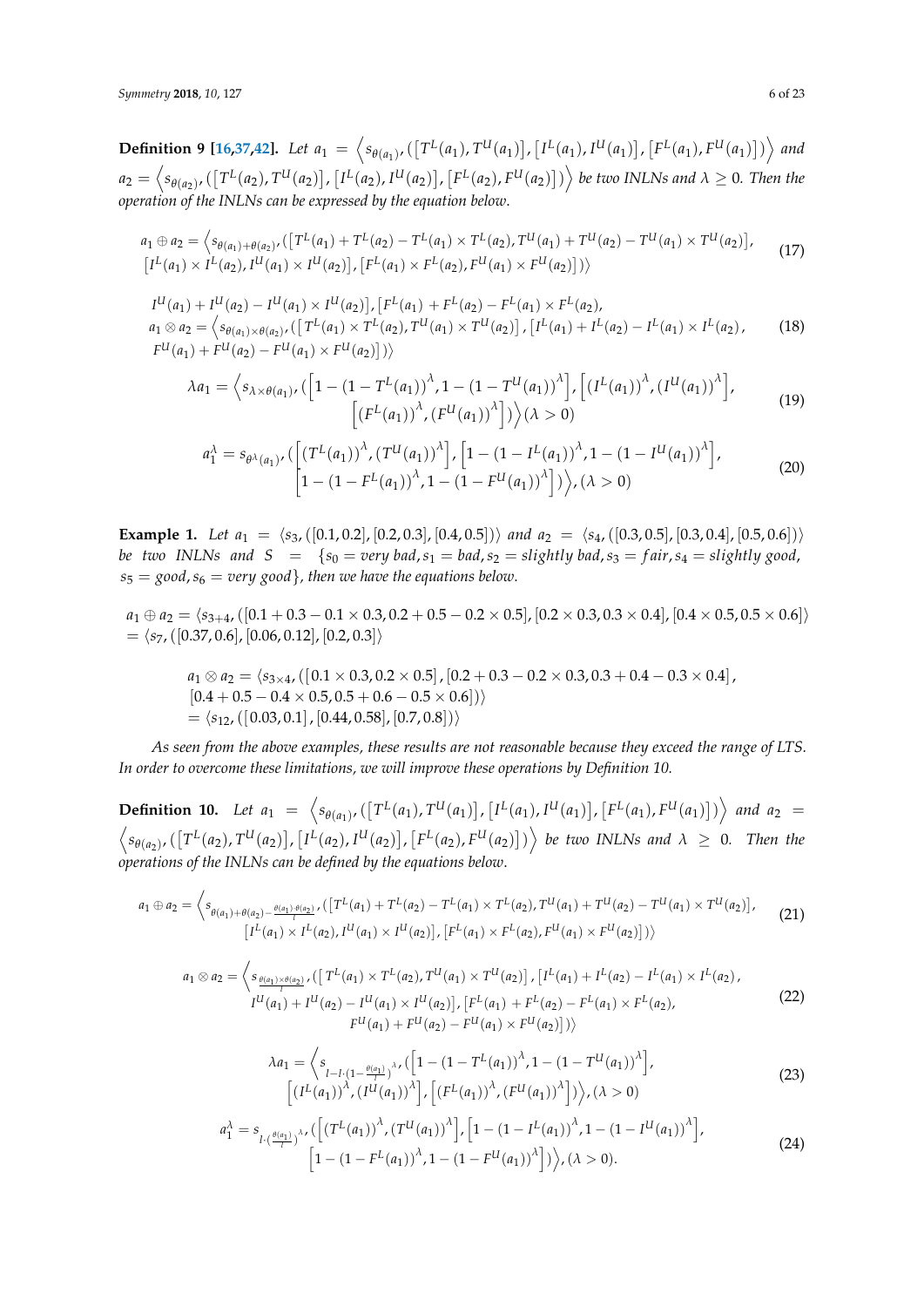**Definition 9 [16,37,42].** *Let* $a_1 = \left\langle s_{\theta(a_1)}, \left(\left[T^L(a_1), T^U(a_1)\right], \left[I^L(a_1), I^U(a_1)\right], \left[F^L(a_1), F^U(a_1)\right]\right)\right\rangle$ *and* $a_2 = \left\langle s_{\theta(a_2)}, \left(\left[T^L(a_2), T^U(a_2)\right], \left[I^L(a_2), I^U(a_2)\right], \left[F^L(a_2), F^U(a_2)\right]\right)\right\rangle$ *be two INLNs and* $\lambda \geq 0$*. Then the operation of the INLNs can be expressed by the equation below.*

$$a_1 \oplus a_2 = \left\langle s_{\theta(a_1)+\theta(a_2)}, \left(\left[T^L(a_1) + T^L(a_2) - T^L(a_1) \times T^L(a_2), T^U(a_1) + T^U(a_2) - T^U(a_1) \times T^U(a_2)\right],\right.\right.$$
$$\left.\left.\left[I^L(a_1) \times I^L(a_2), I^U(a_1) \times I^U(a_2)\right], \left[F^L(a_1) \times F^L(a_2), F^U(a_1) \times F^U(a_2)\right]\right)\right\rangle \tag{17}$$

$$a_1 \otimes a_2 = \left\langle s_{\theta(a_1)\times\theta(a_2)}, \left(\left[T^L(a_1) \times T^L(a_2), T^U(a_1) \times T^U(a_2)\right], \left[I^L(a_1) + I^L(a_2) - I^L(a_1) \times I^L(a_2),\right.\right.\right.$$
$$I^U(a_1) + I^U(a_2) - I^U(a_1) \times I^U(a_2)\right], \left[F^L(a_1) + F^L(a_2) - F^L(a_1) \times F^L(a_2),$$
$$\left.\left.F^U(a_1) + F^U(a_2) - F^U(a_1) \times F^U(a_2)\right]\right)\right\rangle \tag{18}$$

$$\lambda a_1 = \left\langle s_{\lambda \times \theta(a_1)}, \left(\left[1 - \left(1 - T^L(a_1)\right)^\lambda, 1 - \left(1 - T^U(a_1)\right)^\lambda\right], \left[\left(I^L(a_1)\right)^\lambda, \left(I^U(a_1)\right)^\lambda\right],\right.\right.$$
$$\left.\left.\left[\left(F^L(a_1)\right)^\lambda, \left(F^U(a_1)\right)^\lambda\right]\right)\right\rangle (\lambda > 0) \tag{19}$$

$$a_1^\lambda = s_{\theta^\lambda(a_1)}, \left(\left[\left(T^L(a_1)\right)^\lambda, \left(T^U(a_1)\right)^\lambda\right], \left[1 - \left(1 - I^L(a_1)\right)^\lambda, 1 - \left(1 - I^U(a_1)\right)^\lambda\right],\right.$$
$$\left.\left[1 - \left(1 - F^L(a_1)\right)^\lambda, 1 - \left(1 - F^U(a_1)\right)^\lambda\right]\right)\rangle, (\lambda > 0) \tag{20}$$

**Example 1.** *Let* $a_1 = \langle s_3, ([0.1, 0.2], [0.2, 0.3], [0.4, 0.5])\rangle$ *and* $a_2 = \langle s_4, ([0.3, 0.5], [0.3, 0.4], [0.5, 0.6])\rangle$ *be two INLNs and* $S = \{s_0 = very\ bad, s_1 = bad, s_2 = slightly\ bad, s_3 = fair, s_4 = slightly\ good, s_5 = good, s_6 = very\ good\}$*, then we have the equations below.*

$$a_1 \oplus a_2 = \langle s_{3+4}, ([0.1 + 0.3 - 0.1 \times 0.3, 0.2 + 0.5 - 0.2 \times 0.5], [0.2 \times 0.3, 0.3 \times 0.4], [0.4 \times 0.5, 0.5 \times 0.6]\rangle$$
$$= \langle s_7, ([0.37, 0.6], [0.06, 0.12], [0.2, 0.3]\rangle$$

$$a_1 \otimes a_2 = \langle s_{3\times4}, ([0.1 \times 0.3, 0.2 \times 0.5], [0.2 + 0.3 - 0.2 \times 0.3, 0.3 + 0.4 - 0.3 \times 0.4],$$
$$[0.4 + 0.5 - 0.4 \times 0.5, 0.5 + 0.6 - 0.5 \times 0.6])\rangle$$
$$= \langle s_{12}, ([0.03, 0.1], [0.44, 0.58], [0.7, 0.8])\rangle$$

*As seen from the above examples, these results are not reasonable because they exceed the range of LTS. In order to overcome these limitations, we will improve these operations by Definition 10.*

**Definition 10.** *Let* $a_1 = \left\langle s_{\theta(a_1)}, \left(\left[T^L(a_1), T^U(a_1)\right], \left[I^L(a_1), I^U(a_1)\right], \left[F^L(a_1), F^U(a_1)\right]\right)\right\rangle$ *and* $a_2 = \left\langle s_{\theta(a_2)}, \left(\left[T^L(a_2), T^U(a_2)\right], \left[I^L(a_2), I^U(a_2)\right], \left[F^L(a_2), F^U(a_2)\right]\right)\right\rangle$ *be two INLNs and* $\lambda \geq 0$*. Then the operations of the INLNs can be defined by the equations below.*

$$a_1 \oplus a_2 = \left\langle s_{\theta(a_1)+\theta(a_2)-\frac{\theta(a_1)\cdot\theta(a_2)}{l}}, \left(\left[T^L(a_1) + T^L(a_2) - T^L(a_1) \times T^L(a_2), T^U(a_1) + T^U(a_2) - T^U(a_1) \times T^U(a_2)\right],\right.\right.$$
$$\left.\left.\left[I^L(a_1) \times I^L(a_2), I^U(a_1) \times I^U(a_2)\right], \left[F^L(a_1) \times F^L(a_2), F^U(a_1) \times F^U(a_2)\right]\right)\right\rangle \tag{21}$$

$$a_1 \otimes a_2 = \left\langle s_{\frac{\theta(a_1)\times\theta(a_2)}{l}}, \left(\left[T^L(a_1) \times T^L(a_2), T^U(a_1) \times T^U(a_2)\right], \left[I^L(a_1) + I^L(a_2) - I^L(a_1) \times I^L(a_2),\right.\right.\right.$$
$$I^U(a_1) + I^U(a_2) - I^U(a_1) \times I^U(a_2)\right], \left[F^L(a_1) + F^L(a_2) - F^L(a_1) \times F^L(a_2),$$
$$\left.\left.F^U(a_1) + F^U(a_2) - F^U(a_1) \times F^U(a_2)\right]\right)\right\rangle \tag{22}$$

$$\lambda a_1 = \left\langle s_{l - l\cdot\left(1 - \frac{\theta(a_1)}{l}\right)^\lambda}, \left(\left[1 - \left(1 - T^L(a_1)\right)^\lambda, 1 - \left(1 - T^U(a_1)\right)^\lambda\right],\right.\right.$$
$$\left.\left.\left[\left(I^L(a_1)\right)^\lambda, \left(I^U(a_1)\right)^\lambda\right], \left[\left(F^L(a_1)\right)^\lambda, \left(F^U(a_1)\right)^\lambda\right]\right)\right\rangle, (\lambda > 0) \tag{23}$$

$$a_1^\lambda = s_{l\cdot\left(\frac{\theta(a_1)}{l}\right)^\lambda}, \left(\left[\left(T^L(a_1)\right)^\lambda, \left(T^U(a_1)\right)^\lambda\right], \left[1 - \left(1 - I^L(a_1)\right)^\lambda, 1 - \left(1 - I^U(a_1)\right)^\lambda\right],\right.$$
$$\left.\left[1 - \left(1 - F^L(a_1)\right)^\lambda, 1 - \left(1 - F^U(a_1)\right)^\lambda\right]\right)\rangle, (\lambda > 0). \tag{24}$$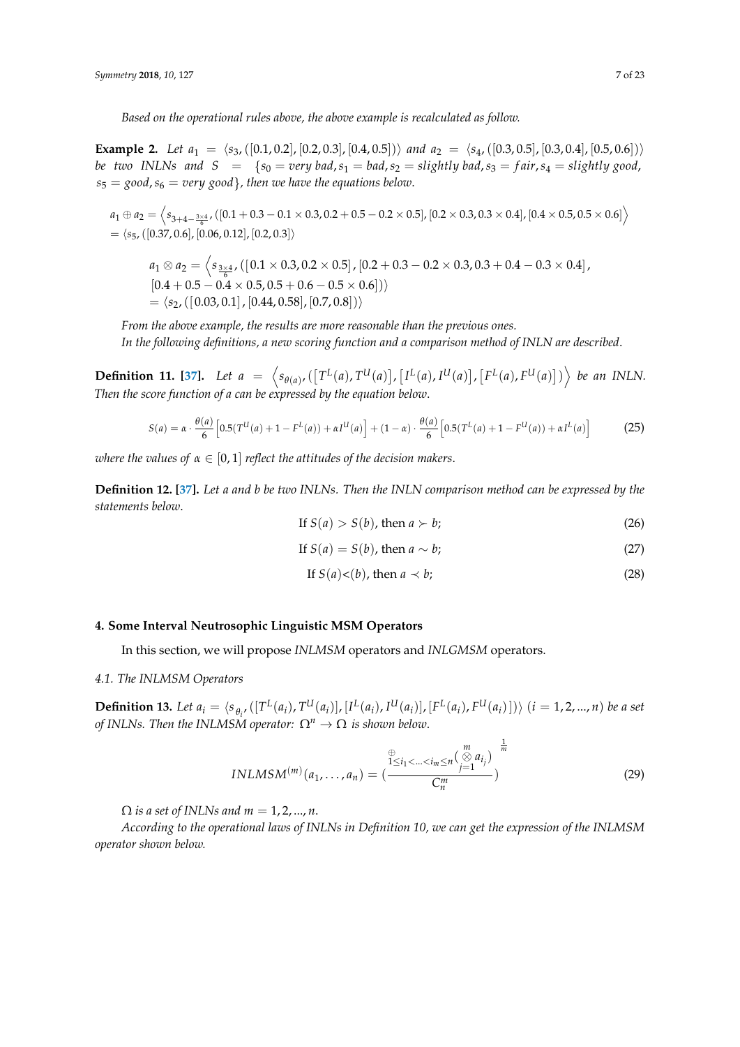*Based on the operational rules above, the above example is recalculated as follow.*

**Example 2.** *Let $a_1 = \langle s_3, ([0.1, 0.2], [0.2, 0.3], [0.4, 0.5])\rangle$ and $a_2 = \langle s_4, ([0.3, 0.5], [0.3, 0.4], [0.5, 0.6])\rangle$ be two INLNs and $S = \{s_0 = very\ bad, s_1 = bad, s_2 = slightly\ bad, s_3 = fair, s_4 = slightly\ good, s_5 = good, s_6 = very\ good\}$, then we have the equations below.*

$$a_1 \oplus a_2 = \left\langle s_{3+4-\frac{3\times 4}{6}}, ([0.1 + 0.3 - 0.1 \times 0.3, 0.2 + 0.5 - 0.2 \times 0.5], [0.2 \times 0.3, 0.3 \times 0.4], [0.4 \times 0.5, 0.5 \times 0.6]\right\rangle$$
$$= \langle s_5, ([0.37, 0.6], [0.06, 0.12], [0.2, 0.3]\rangle$$

$$a_1 \otimes a_2 = \left\langle s_{\frac{3\times 4}{6}}, ([0.1 \times 0.3, 0.2 \times 0.5], [0.2 + 0.3 - 0.2 \times 0.3, 0.3 + 0.4 - 0.3 \times 0.4],\right.$$
$$\left.[0.4 + 0.5 - 0.4 \times 0.5, 0.5 + 0.6 - 0.5 \times 0.6])\right\rangle$$
$$= \langle s_2, ([0.03, 0.1], [0.44, 0.58], [0.7, 0.8])\rangle$$

*From the above example, the results are more reasonable than the previous ones.*

*In the following definitions, a new scoring function and a comparison method of INLN are described.*

**Definition 11.** [37]. *Let $a = \left\langle s_{\theta(a)}, ([T^L(a), T^U(a)], [I^L(a), I^U(a)], [F^L(a), F^U(a)])\right\rangle$ be an INLN. Then the score function of $a$ can be expressed by the equation below.*

$$S(a) = \alpha \cdot \frac{\theta(a)}{6}\left[0.5(T^U(a) + 1 - F^L(a)) + \alpha I^U(a)\right] + (1 - \alpha) \cdot \frac{\theta(a)}{6}\left[0.5(T^L(a) + 1 - F^U(a)) + \alpha I^L(a)\right] \tag{25}$$

*where the values of $\alpha \in [0, 1]$ reflect the attitudes of the decision makers.*

**Definition 12.** [37]. *Let $a$ and $b$ be two INLNs. Then the INLN comparison method can be expressed by the statements below.*

$$\text{If } S(a) > S(b), \text{ then } a \succ b; \tag{26}$$

$$\text{If } S(a) = S(b), \text{ then } a \sim b; \tag{27}$$

$$\text{If } S(a) < (b), \text{ then } a \prec b; \tag{28}$$

## 4. Some Interval Neutrosophic Linguistic MSM Operators

In this section, we will propose *INLMSM* operators and *INLGMSM* operators.

### 4.1. The INLMSM Operators

**Definition 13.** *Let $a_i = \langle s_{\theta_i}, ([T^L(a_i), T^U(a_i)], [I^L(a_i), I^U(a_i)], [F^L(a_i), F^U(a_i)])\rangle$ $(i = 1, 2, ..., n)$ be a set of INLNs. Then the INLMSM operator: $\Omega^n \rightarrow \Omega$ is shown below.*

$$INLMSM^{(m)}(a_1, \ldots, a_n) = \left(\frac{\underset{1\leq i_1 < \ldots < i_m \leq n}{\oplus}\left(\overset{m}{\underset{j=1}{\otimes}} a_{i_j}\right)}{C_n^m}\right)^{\frac{1}{m}} \tag{29}$$

*$\Omega$ is a set of INLNs and $m = 1, 2, ..., n$.*

*According to the operational laws of INLNs in Definition 10, we can get the expression of the INLMSM operator shown below.*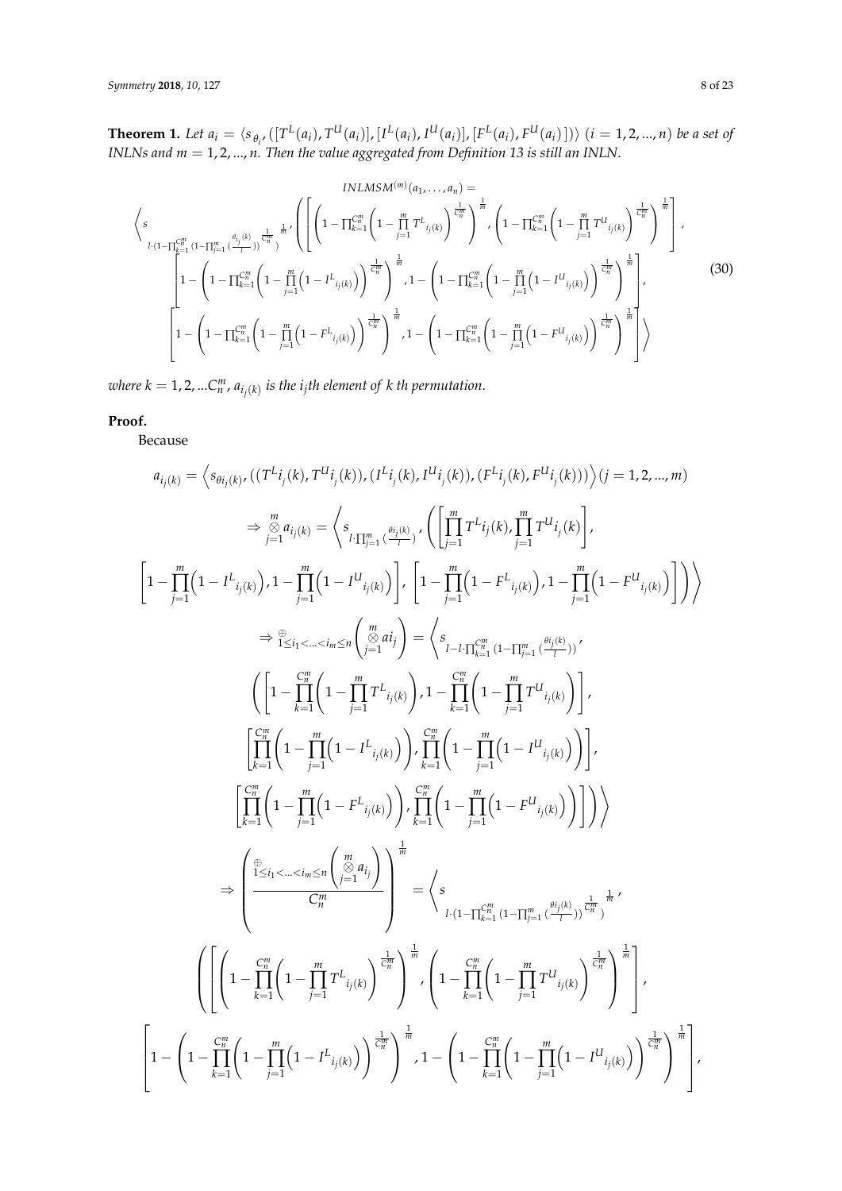**Theorem 1.** *Let $a_i = \langle s_{\theta_i}, ([T^L(a_i), T^U(a_i)], [I^L(a_i), I^U(a_i)], [F^L(a_i), F^U(a_i)]) \rangle$ $(i = 1, 2, ..., n)$ be a set of INLNs and $m = 1, 2, ..., n$. Then the value aggregated from Definition 13 is still an INLN.*

$$
\begin{aligned}
&INLMSM^{(m)}(a_1, \ldots, a_n) = \\
&\Bigg\langle s_{l \cdot (1-\prod_{k=1}^{C_n^m}(1-\prod_{j=1}^{m}(\frac{\theta_{i_j}(k)}{l}))^{\frac{1}{C_n^m}})^{\frac{1}{m}}}, \Bigg( \Bigg[ \Bigg(1-\prod_{k=1}^{C_n^m}\Bigg(1-\prod_{j=1}^{m} T^L{}_{i_j(k)}\Bigg)^{\frac{1}{C_n^m}}\Bigg)^{\frac{1}{m}}, \Bigg(1-\prod_{k=1}^{C_n^m}\Bigg(1-\prod_{j=1}^{m} T^U{}_{i_j(k)}\Bigg)^{\frac{1}{C_n^m}}\Bigg)^{\frac{1}{m}} \Bigg], \\
&\Bigg[1-\Bigg(1-\prod_{k=1}^{C_n^m}\Bigg(1-\prod_{j=1}^{m}\Big(1-I^L{}_{i_j(k)}\Big)\Bigg)^{\frac{1}{C_n^m}}\Bigg)^{\frac{1}{m}}, 1-\Bigg(1-\prod_{k=1}^{C_n^m}\Bigg(1-\prod_{j=1}^{m}\Big(1-I^U{}_{i_j(k)}\Big)\Bigg)^{\frac{1}{C_n^m}}\Bigg)^{\frac{1}{m}}\Bigg], \\
&\Bigg[1-\Bigg(1-\prod_{k=1}^{C_n^m}\Bigg(1-\prod_{j=1}^{m}\Big(1-F^L{}_{i_j(k)}\Big)\Bigg)^{\frac{1}{C_n^m}}\Bigg)^{\frac{1}{m}}, 1-\Bigg(1-\prod_{k=1}^{C_n^m}\Bigg(1-\prod_{j=1}^{m}\Big(1-F^U{}_{i_j(k)}\Big)\Bigg)^{\frac{1}{C_n^m}}\Bigg)^{\frac{1}{m}}\Bigg] \Bigg\rangle
\end{aligned}
\tag{30}
$$

*where $k = 1, 2, ...C_n^m$, $a_{i_j(k)}$ is the $i_j$th element of $k$ th permutation.*

**Proof.**

Because

$$
a_{i_j(k)} = \Big\langle s_{\theta i_j(k)}, ((T^L i_j(k), T^U i_j(k)), (I^L i_j(k), I^U i_j(k)), (F^L i_j(k), F^U i_j(k))) \Big\rangle (j = 1, 2, ..., m)
$$

$$
\begin{aligned}
&\Rightarrow \mathop{\otimes}_{j=1}^{m} a_{i_j(k)} = \Bigg\langle s_{l \cdot \prod_{j=1}^{m}(\frac{\theta i_j(k)}{l})}, \Bigg( \Bigg[\prod_{j=1}^{m} T^L i_j(k), \prod_{j=1}^{m} T^U i_j(k)\Bigg], \\
&\Bigg[1-\prod_{j=1}^{m}\Big(1-I^L{}_{i_j(k)}\Big), 1-\prod_{j=1}^{m}\Big(1-I^U{}_{i_j(k)}\Big)\Bigg], \Bigg[1-\prod_{j=1}^{m}\Big(1-F^L{}_{i_j(k)}\Big), 1-\prod_{j=1}^{m}\Big(1-F^U{}_{i_j(k)}\Big)\Bigg]\Bigg)\Bigg\rangle
\end{aligned}
$$

$$
\begin{aligned}
&\Rightarrow \mathop{\oplus}_{1 \le i_1 < \ldots < i_m \le n} \Bigg(\mathop{\otimes}_{j=1}^{m} a i_j\Bigg) = \Bigg\langle s_{l - l \cdot \prod_{k=1}^{C_n^m}(1-\prod_{j=1}^{m}(\frac{\theta i_j(k)}{l}))}, \\
&\Bigg( \Bigg[1-\prod_{k=1}^{C_n^m}\Bigg(1-\prod_{j=1}^{m} T^L{}_{i_j(k)}\Bigg), 1-\prod_{k=1}^{C_n^m}\Bigg(1-\prod_{j=1}^{m} T^U{}_{i_j(k)}\Bigg)\Bigg], \\
&\Bigg[\prod_{k=1}^{C_n^m}\Bigg(1-\prod_{j=1}^{m}\Big(1-I^L{}_{i_j(k)}\Big)\Bigg), \prod_{k=1}^{C_n^m}\Bigg(1-\prod_{j=1}^{m}\Big(1-I^U{}_{i_j(k)}\Big)\Bigg)\Bigg], \\
&\Bigg[\prod_{k=1}^{C_n^m}\Bigg(1-\prod_{j=1}^{m}\Big(1-F^L{}_{i_j(k)}\Big)\Bigg), \prod_{k=1}^{C_n^m}\Bigg(1-\prod_{j=1}^{m}\Big(1-F^U{}_{i_j(k)}\Big)\Bigg)\Bigg]\Bigg)\Bigg\rangle
\end{aligned}
$$

$$
\begin{aligned}
&\Rightarrow \left(\frac{\mathop{\oplus}_{1 \le i_1 < \ldots < i_m \le n}\Bigg(\mathop{\otimes}_{j=1}^{m} a_{i_j}\Bigg)}{C_n^m}\right)^{\frac{1}{m}} = \Bigg\langle s_{l \cdot (1-\prod_{k=1}^{C_n^m}(1-\prod_{j=1}^{m}(\frac{\theta i_j(k)}{l}))^{\frac{1}{C_n^m}})^{\frac{1}{m}}}, \\
&\Bigg(\Bigg[\Bigg(1-\prod_{k=1}^{C_n^m}\Bigg(1-\prod_{j=1}^{m} T^L{}_{i_j(k)}\Bigg)^{\frac{1}{C_n^m}}\Bigg)^{\frac{1}{m}}, \Bigg(1-\prod_{k=1}^{C_n^m}\Bigg(1-\prod_{j=1}^{m} T^U{}_{i_j(k)}\Bigg)^{\frac{1}{C_n^m}}\Bigg)^{\frac{1}{m}}\Bigg], \\
&\Bigg[1-\Bigg(1-\prod_{k=1}^{C_n^m}\Bigg(1-\prod_{j=1}^{m}\Big(1-I^L{}_{i_j(k)}\Big)\Bigg)^{\frac{1}{C_n^m}}\Bigg)^{\frac{1}{m}}, 1-\Bigg(1-\prod_{k=1}^{C_n^m}\Bigg(1-\prod_{j=1}^{m}\Big(1-I^U{}_{i_j(k)}\Big)\Bigg)^{\frac{1}{C_n^m}}\Bigg)^{\frac{1}{m}}\Bigg],
\end{aligned}
$$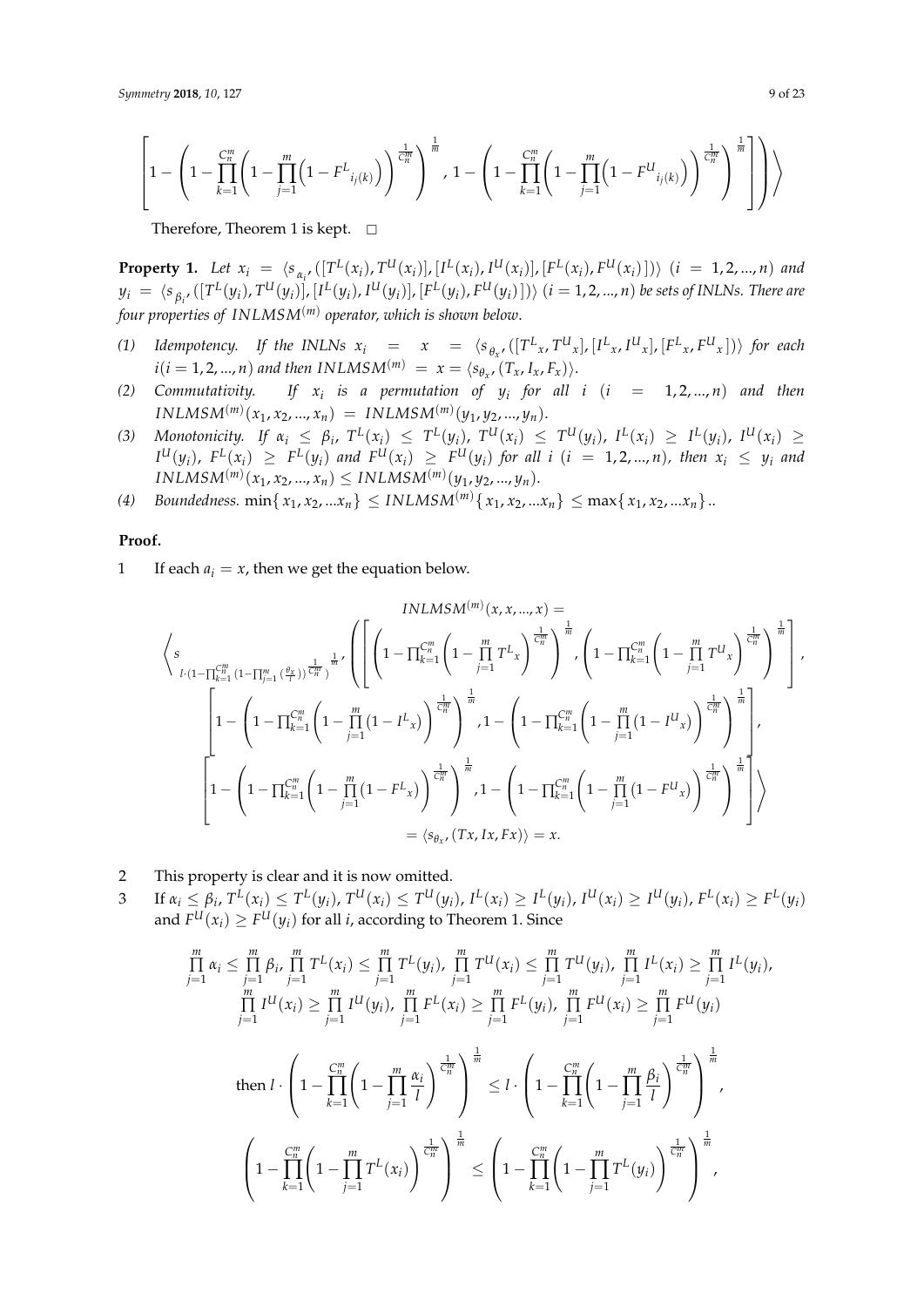$$\left[1-\left(1-\prod_{k=1}^{C_n^m}\left(1-\prod_{j=1}^{m}\left(1-F^L{}_{i_j(k)}\right)\right)^{\frac{1}{C_n^m}}\right)^{\frac{1}{m}},\ 1-\left(1-\prod_{k=1}^{C_n^m}\left(1-\prod_{j=1}^{m}\left(1-F^U{}_{i_j(k)}\right)\right)^{\frac{1}{C_n^m}}\right)^{\frac{1}{m}}\right]\Bigg)\Bigg\rangle$$

Therefore, Theorem 1 is kept. □

**Property 1.** *Let* $x_i = \langle s_{\alpha_i}, ([T^L(x_i), T^U(x_i)], [I^L(x_i), I^U(x_i)], [F^L(x_i), F^U(x_i)])\rangle$ $(i = 1, 2, \ldots, n)$ *and* $y_i = \langle s_{\beta_i}, ([T^L(y_i), T^U(y_i)], [I^L(y_i), I^U(y_i)], [F^L(y_i), F^U(y_i)])\rangle$ $(i = 1, 2, \ldots, n)$ *be sets of INLNs. There are four properties of* $INLMSM^{(m)}$ *operator, which is shown below.*

(1) *Idempotency. If the INLNs* $x_i = x = \langle s_{\theta_x}, ([T^L{}_x, T^U{}_x], [I^L{}_x, I^U{}_x], [F^L{}_x, F^U{}_x])\rangle$ *for each* $i(i = 1, 2, \ldots, n)$ *and then* $INLMSM^{(m)} = x = \langle s_{\theta_x}, (T_x, I_x, F_x)\rangle$.

(2) *Commutativity. If* $x_i$ *is a permutation of* $y_i$ *for all* $i$ $(i = 1, 2, \ldots, n)$ *and then* $INLMSM^{(m)}(x_1, x_2, \ldots, x_n) = INLMSM^{(m)}(y_1, y_2, \ldots, y_n)$.

(3) *Monotonicity. If* $\alpha_i \leq \beta_i$, $T^L(x_i) \leq T^L(y_i)$, $T^U(x_i) \leq T^U(y_i)$, $I^L(x_i) \geq I^L(y_i)$, $I^U(x_i) \geq I^U(y_i)$, $F^L(x_i) \geq F^L(y_i)$ *and* $F^U(x_i) \geq F^U(y_i)$ *for all* $i$ $(i = 1, 2, \ldots, n)$, *then* $x_i \leq y_i$ *and* $INLMSM^{(m)}(x_1, x_2, \ldots, x_n) \leq INLMSM^{(m)}(y_1, y_2, \ldots, y_n)$.

(4) *Boundedness.* $\min\{x_1, x_2, \ldots x_n\} \leq INLMSM^{(m)}\{x_1, x_2, \ldots x_n\} \leq \max\{x_1, x_2, \ldots x_n\}$..

**Proof.**

1 If each $a_i = x$, then we get the equation below.

$$INLMSM^{(m)}(x, x, \ldots, x) =$$

$$\Bigg\langle s_{l\cdot\left(1-\prod_{k=1}^{C_n^m}\left(1-\prod_{j=1}^{m}\left(\frac{\theta_x}{l}\right)\right)^{\frac{1}{C_n^m}}\right)^{\frac{1}{m}}}, \Bigg(\left[\left(1-\prod_{k=1}^{C_n^m}\left(1-\prod_{j=1}^{m}T^L{}_x\right)^{\frac{1}{C_n^m}}\right)^{\frac{1}{m}}, \left(1-\prod_{k=1}^{C_n^m}\left(1-\prod_{j=1}^{m}T^U{}_x\right)^{\frac{1}{C_n^m}}\right)^{\frac{1}{m}}\right],$$

$$\left[1-\left(1-\prod_{k=1}^{C_n^m}\left(1-\prod_{j=1}^{m}\left(1-I^L{}_x\right)\right)^{\frac{1}{C_n^m}}\right)^{\frac{1}{m}}, 1-\left(1-\prod_{k=1}^{C_n^m}\left(1-\prod_{j=1}^{m}\left(1-I^U{}_x\right)\right)^{\frac{1}{C_n^m}}\right)^{\frac{1}{m}}\right],$$

$$\left[1-\left(1-\prod_{k=1}^{C_n^m}\left(1-\prod_{j=1}^{m}\left(1-F^L{}_x\right)\right)^{\frac{1}{C_n^m}}\right)^{\frac{1}{m}}, 1-\left(1-\prod_{k=1}^{C_n^m}\left(1-\prod_{j=1}^{m}\left(1-F^U{}_x\right)\right)^{\frac{1}{C_n^m}}\right)^{\frac{1}{m}}\right]\Bigg\rangle$$

$$= \langle s_{\theta_x}, (Tx, Ix, Fx)\rangle = x.$$

2 This property is clear and it is now omitted.

3 If $\alpha_i \leq \beta_i$, $T^L(x_i) \leq T^L(y_i)$, $T^U(x_i) \leq T^U(y_i)$, $I^L(x_i) \geq I^L(y_i)$, $I^U(x_i) \geq I^U(y_i)$, $F^L(x_i) \geq F^L(y_i)$ and $F^U(x_i) \geq F^U(y_i)$ for all $i$, according to Theorem 1. Since

$$\prod_{j=1}^{m}\alpha_i \leq \prod_{j=1}^{m}\beta_i,\ \prod_{j=1}^{m}T^L(x_i) \leq \prod_{j=1}^{m}T^L(y_i),\ \prod_{j=1}^{m}T^U(x_i) \leq \prod_{j=1}^{m}T^U(y_i),\ \prod_{j=1}^{m}I^L(x_i) \geq \prod_{j=1}^{m}I^L(y_i),$$
$$\prod_{j=1}^{m}I^U(x_i) \geq \prod_{j=1}^{m}I^U(y_i),\ \prod_{j=1}^{m}F^L(x_i) \geq \prod_{j=1}^{m}F^L(y_i),\ \prod_{j=1}^{m}F^U(x_i) \geq \prod_{j=1}^{m}F^U(y_i)$$

$$\text{then } l\cdot\left(1-\prod_{k=1}^{C_n^m}\left(1-\prod_{j=1}^{m}\frac{\alpha_i}{l}\right)^{\frac{1}{C_n^m}}\right)^{\frac{1}{m}} \leq l\cdot\left(1-\prod_{k=1}^{C_n^m}\left(1-\prod_{j=1}^{m}\frac{\beta_i}{l}\right)^{\frac{1}{C_n^m}}\right)^{\frac{1}{m}},$$

$$\left(1-\prod_{k=1}^{C_n^m}\left(1-\prod_{j=1}^{m}T^L(x_i)\right)^{\frac{1}{C_n^m}}\right)^{\frac{1}{m}} \leq \left(1-\prod_{k=1}^{C_n^m}\left(1-\prod_{j=1}^{m}T^L(y_i)\right)^{\frac{1}{C_n^m}}\right)^{\frac{1}{m}},$$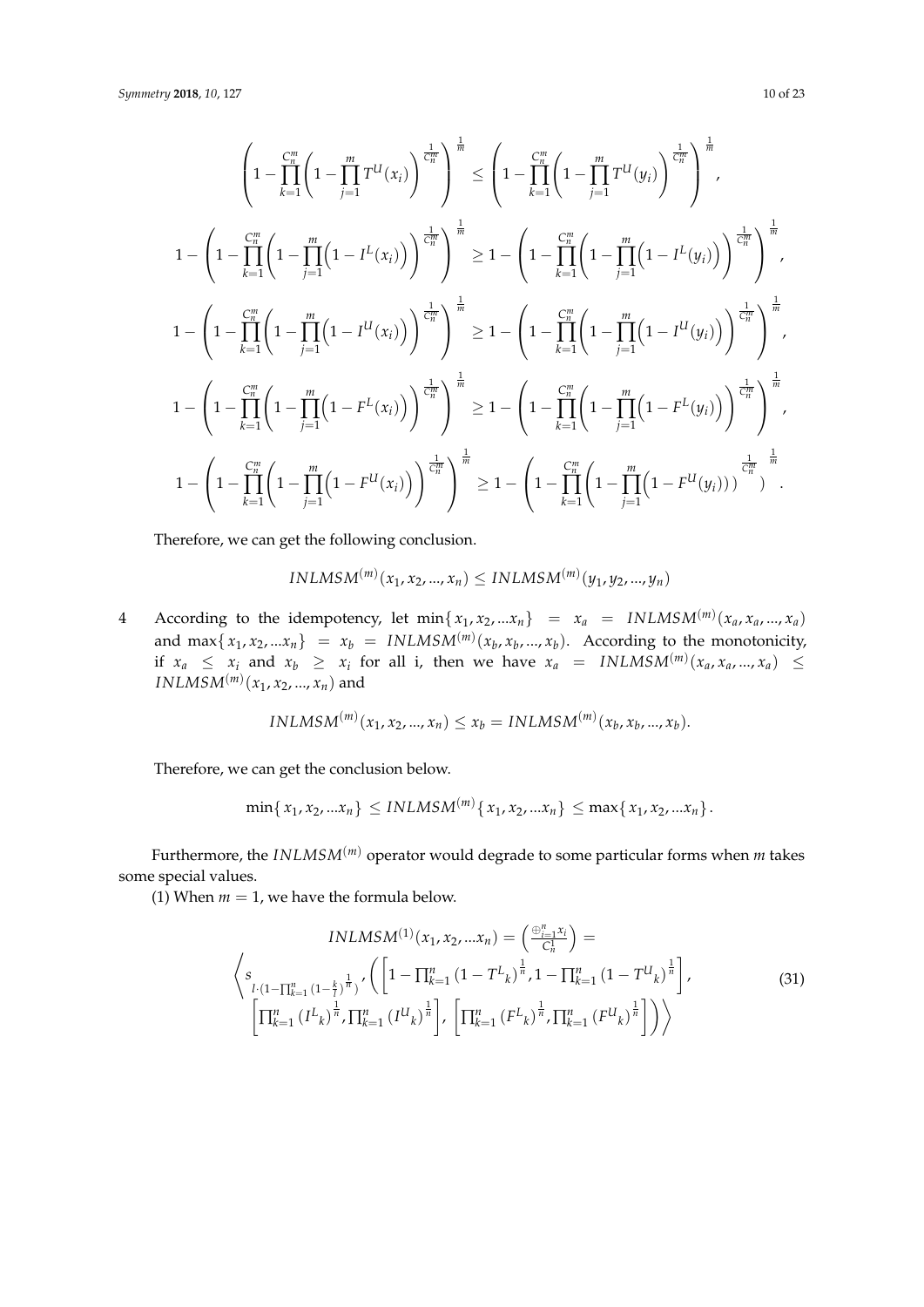$$\left(1-\prod_{k=1}^{C_n^m}\left(1-\prod_{j=1}^{m}T^U(x_i)\right)^{\frac{1}{C_n^m}}\right)^{\frac{1}{m}} \leq \left(1-\prod_{k=1}^{C_n^m}\left(1-\prod_{j=1}^{m}T^U(y_i)\right)^{\frac{1}{C_n^m}}\right)^{\frac{1}{m}},$$

$$1-\left(1-\prod_{k=1}^{C_n^m}\left(1-\prod_{j=1}^{m}\left(1-I^L(x_i)\right)\right)^{\frac{1}{C_n^m}}\right)^{\frac{1}{m}} \geq 1-\left(1-\prod_{k=1}^{C_n^m}\left(1-\prod_{j=1}^{m}\left(1-I^L(y_i)\right)\right)^{\frac{1}{C_n^m}}\right)^{\frac{1}{m}},$$

$$1-\left(1-\prod_{k=1}^{C_n^m}\left(1-\prod_{j=1}^{m}\left(1-I^U(x_i)\right)\right)^{\frac{1}{C_n^m}}\right)^{\frac{1}{m}} \geq 1-\left(1-\prod_{k=1}^{C_n^m}\left(1-\prod_{j=1}^{m}\left(1-I^U(y_i)\right)\right)^{\frac{1}{C_n^m}}\right)^{\frac{1}{m}},$$

$$1-\left(1-\prod_{k=1}^{C_n^m}\left(1-\prod_{j=1}^{m}\left(1-F^L(x_i)\right)\right)^{\frac{1}{C_n^m}}\right)^{\frac{1}{m}} \geq 1-\left(1-\prod_{k=1}^{C_n^m}\left(1-\prod_{j=1}^{m}\left(1-F^L(y_i)\right)\right)^{\frac{1}{C_n^m}}\right)^{\frac{1}{m}},$$

$$1-\left(1-\prod_{k=1}^{C_n^m}\left(1-\prod_{j=1}^{m}\left(1-F^U(x_i)\right)\right)^{\frac{1}{C_n^m}}\right)^{\frac{1}{m}} \geq 1-\left(1-\prod_{k=1}^{C_n^m}\left(1-\prod_{j=1}^{m}\left(1-F^U(y_i)\right)\right)^{\frac{1}{C_n^m}}\right)^{\frac{1}{m}}.$$

Therefore, we can get the following conclusion.

$$INLMSM^{(m)}(x_1, x_2, ..., x_n) \leq INLMSM^{(m)}(y_1, y_2, ..., y_n)$$

4 According to the idempotency, let $\min\{x_1, x_2, ...x_n\} = x_a = INLMSM^{(m)}(x_a, x_a, ..., x_a)$ and $\max\{x_1, x_2, ...x_n\} = x_b = INLMSM^{(m)}(x_b, x_b, ..., x_b)$. According to the monotonicity, if $x_a \leq x_i$ and $x_b \geq x_i$ for all i, then we have $x_a = INLMSM^{(m)}(x_a, x_a, ..., x_a) \leq INLMSM^{(m)}(x_1, x_2, ..., x_n)$ and

$$INLMSM^{(m)}(x_1, x_2, ..., x_n) \leq x_b = INLMSM^{(m)}(x_b, x_b, ..., x_b).$$

Therefore, we can get the conclusion below.

$$\min\{x_1, x_2, ...x_n\} \leq INLMSM^{(m)}\{x_1, x_2, ...x_n\} \leq \max\{x_1, x_2, ...x_n\}.$$

Furthermore, the $INLMSM^{(m)}$ operator would degrade to some particular forms when $m$ takes some special values.

(1) When $m = 1$, we have the formula below.

$$INLMSM^{(1)}(x_1, x_2, ...x_n) = \left(\frac{\oplus_{i=1}^{n} x_i}{C_n^1}\right) =$$
$$\left\langle s_{l\cdot\left(1-\prod_{k=1}^{n}\left(1-\frac{k}{l}\right)^{\frac{1}{n}}\right)}, \left(\left[1-\prod_{k=1}^{n}\left(1-T^L{}_k\right)^{\frac{1}{n}}, 1-\prod_{k=1}^{n}\left(1-T^U{}_k\right)^{\frac{1}{n}}\right], \right.\right.$$
$$\left.\left.\left[\prod_{k=1}^{n}\left(I^L{}_k\right)^{\frac{1}{n}}, \prod_{k=1}^{n}\left(I^U{}_k\right)^{\frac{1}{n}}\right], \left[\prod_{k=1}^{n}\left(F^L{}_k\right)^{\frac{1}{n}}, \prod_{k=1}^{n}\left(F^U{}_k\right)^{\frac{1}{n}}\right]\right)\right\rangle \tag{31}$$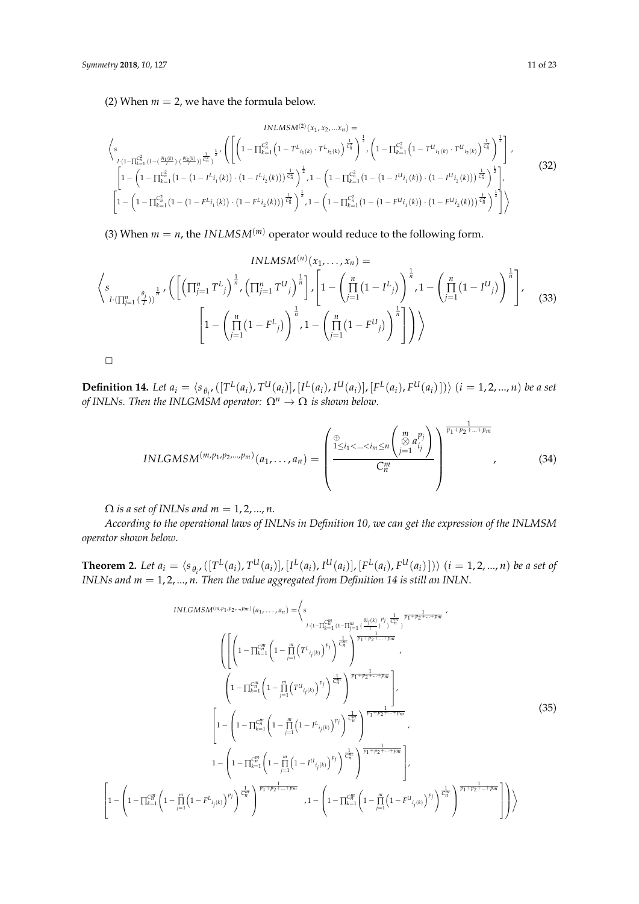(2) When $m = 2$, we have the formula below.

$$
\begin{array}{c}
INLMSM^{(2)}(x_1, x_2, \ldots x_n) = \\
\left\langle s_{l\cdot\left(1-\prod_{k=1}^{C_n^2}\left(1-\left(\frac{\theta_{i_1(k)}}{l}\right)\cdot\left(\frac{\theta_{i_2(k)}}{l}\right)\right)^{\frac{1}{C_n^2}}\right)^{\frac{1}{2}}}, \left(\left[\left(1-\prod_{k=1}^{C_n^2}\left(1-T^L{}_{i_1(k)}\cdot T^L{}_{i_2(k)}\right)^{\frac{1}{C_n^2}}\right)^{\frac{1}{2}}, \left(1-\prod_{k=1}^{C_n^2}\left(1-T^U{}_{i_1(k)}\cdot T^U{}_{i_2(k)}\right)^{\frac{1}{C_n^2}}\right)^{\frac{1}{2}}\right],\right.\right. \\
\left[1-\left(1-\prod_{k=1}^{C_n^2}\left(1-\left(1-I^L{}_{i_1}(k)\right)\cdot\left(1-I^L{}_{i_2}(k)\right)\right)^{\frac{1}{C_n^2}}\right)^{\frac{1}{2}}, 1-\left(1-\prod_{k=1}^{C_n^2}\left(1-\left(1-I^U{}_{i_1}(k)\right)\cdot\left(1-I^U{}_{i_2}(k)\right)\right)^{\frac{1}{C_n^2}}\right)^{\frac{1}{2}}\right], \\
\left.\left.\left[1-\left(1-\prod_{k=1}^{C_n^2}\left(1-\left(1-F^L{}_{i_1}(k)\right)\cdot\left(1-F^L{}_{i_2}(k)\right)\right)^{\frac{1}{C_n^2}}\right)^{\frac{1}{2}}, 1-\left(1-\prod_{k=1}^{C_n^2}\left(1-\left(1-F^U{}_{i_1}(k)\right)\cdot\left(1-F^U{}_{i_2}(k)\right)\right)^{\frac{1}{C_n^2}}\right)^{\frac{1}{2}}\right]\right)\right\rangle
\end{array}
\tag{32}
$$

(3) When $m = n$, the $INLMSM^{(m)}$ operator would reduce to the following form.

$$
\begin{array}{c}
INLMSM^{(n)}(x_1, \ldots, x_n) = \\
\left\langle s_{l\cdot\left(\prod_{j=1}^{n}\left(\frac{\theta_j}{l}\right)\right)^{\frac{1}{n}}}, \left(\left[\left(\prod_{j=1}^{n} T^L{}_j\right)^{\frac{1}{n}}, \left(\prod_{j=1}^{n} T^U{}_j\right)^{\frac{1}{n}}\right], \left[1-\left(\prod_{j=1}^{n}\left(1-I^L{}_j\right)\right)^{\frac{1}{n}}, 1-\left(\prod_{j=1}^{n}\left(1-I^U{}_j\right)\right)^{\frac{1}{n}}\right],\right.\right. \\
\left.\left.\left[1-\left(\prod_{j=1}^{n}\left(1-F^L{}_j\right)\right)^{\frac{1}{n}}, 1-\left(\prod_{j=1}^{n}\left(1-F^U{}_j\right)\right)^{\frac{1}{n}}\right]\right)\right\rangle
\end{array}
\tag{33}
$$

□

**Definition 14.** *Let $a_i = \langle s_{\theta_i}, ([T^L(a_i), T^U(a_i)], [I^L(a_i), I^U(a_i)], [F^L(a_i), F^U(a_i)])\rangle$ $(i = 1, 2, \ldots, n)$ be a set of INLNs. Then the INLGMSM operator: $\Omega^n \to \Omega$ is shown below.*

$$
INLGMSM^{(m,p_1,p_2,\ldots,p_m)}(a_1, \ldots, a_n) = \left(\frac{\underset{1\le i_1<\ldots<i_m\le n}{\oplus}\left(\overset{m}{\underset{j=1}{\otimes}} a_{i_j}^{p_j}\right)}{C_n^m}\right)^{\frac{1}{p_1+p_2+\ldots+p_m}}, \tag{34}
$$

*$\Omega$ is a set of INLNs and $m = 1, 2, \ldots, n$.*

*According to the operational laws of INLNs in Definition 10, we can get the expression of the INLMSM operator shown below.*

**Theorem 2.** *Let $a_i = \langle s_{\theta_i}, ([T^L(a_i), T^U(a_i)], [I^L(a_i), I^U(a_i)], [F^L(a_i), F^U(a_i)])\rangle$ $(i = 1, 2, \ldots, n)$ be a set of INLNs and $m = 1, 2, \ldots, n$. Then the value aggregated from Definition 14 is still an INLN.*

$$
\begin{array}{c}
INLGMSM^{(m,p_1,p_2,\ldots,p_m)}(a_1, \ldots, a_n) = \left\langle s_{l\cdot\left(1-\prod_{k=1}^{C_n^m}\left(1-\prod_{j=1}^{m}\left(\frac{\theta_{i_j(k)}}{l}\right)^{p_j}\right)^{\frac{1}{C_n^m}}\right)^{\frac{1}{p_1+p_2+\ldots+p_m}}},\right. \\
\left(\left[\left(1-\prod_{k=1}^{C_n^m}\left(1-\prod_{j=1}^{m}\left(T^L{}_{i_j(k)}\right)^{p_j}\right)^{\frac{1}{C_n^m}}\right)^{\frac{1}{p_1+p_2+\ldots+p_m}},\right.\right. \\
\left.\left(1-\prod_{k=1}^{C_n^m}\left(1-\prod_{j=1}^{m}\left(T^U{}_{i_j(k)}\right)^{p_j}\right)^{\frac{1}{C_n^m}}\right)^{\frac{1}{p_1+p_2+\ldots+p_m}}\right], \\
\left[1-\left(1-\prod_{k=1}^{C_n^m}\left(1-\prod_{j=1}^{m}\left(1-I^L{}_{i_j(k)}\right)^{p_j}\right)^{\frac{1}{C_n^m}}\right)^{\frac{1}{p_1+p_2+\ldots+p_m}},\right. \\
\left.1-\left(1-\prod_{k=1}^{C_n^m}\left(1-\prod_{j=1}^{m}\left(1-I^U{}_{i_j(k)}\right)^{p_j}\right)^{\frac{1}{C_n^m}}\right)^{\frac{1}{p_1+p_2+\ldots+p_m}}\right], \\
\left.\left.\left[1-\left(1-\prod_{k=1}^{C_n^m}\left(1-\prod_{j=1}^{m}\left(1-F^L{}_{i_j(k)}\right)^{p_j}\right)^{\frac{1}{C_n^m}}\right)^{\frac{1}{p_1+p_2+\ldots+p_m}}, 1-\left(1-\prod_{k=1}^{C_n^m}\left(1-\prod_{j=1}^{m}\left(1-F^U{}_{i_j(k)}\right)^{p_j}\right)^{\frac{1}{C_n^m}}\right)^{\frac{1}{p_1+p_2+\ldots+p_m}}\right]\right)\right\rangle
\end{array}
\tag{35}
$$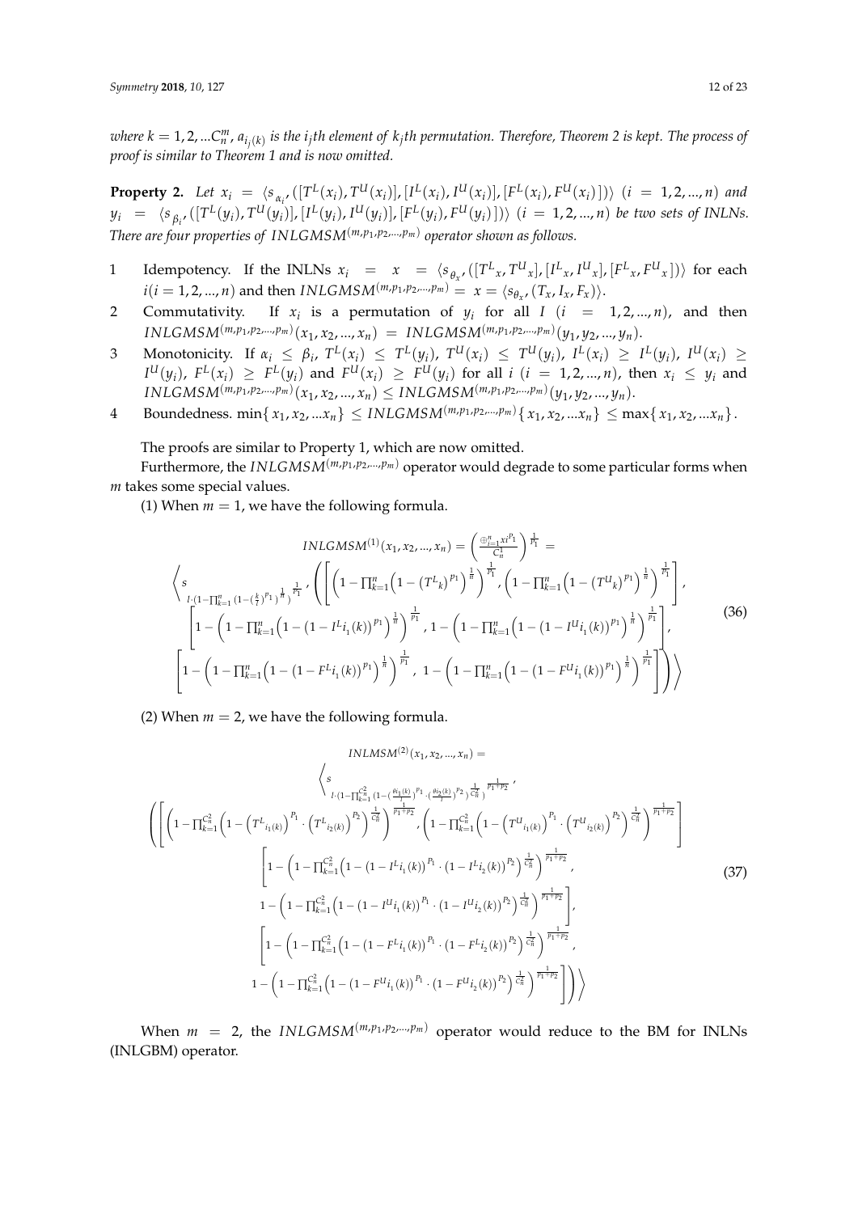*where $k = 1, 2, ...C_n^m$, $a_{i_j(k)}$ is the $i_j$th element of $k_j$th permutation. Therefore, Theorem 2 is kept. The process of proof is similar to Theorem 1 and is now omitted.*

**Property 2.** *Let $x_i = \langle s_{\alpha_i}, ([T^L(x_i), T^U(x_i)], [I^L(x_i), I^U(x_i)], [F^L(x_i), F^U(x_i)])\rangle$ $(i = 1, 2, ..., n)$ and $y_i = \langle s_{\beta_i}, ([T^L(y_i), T^U(y_i)], [I^L(y_i), I^U(y_i)], [F^L(y_i), F^U(y_i)])\rangle$ $(i = 1, 2, ..., n)$ be two sets of INLNs. There are four properties of $INLGMSM^{(m,p_1,p_2,...,p_m)}$ operator shown as follows.*

1. Idempotency. If the INLNs $x_i = x = \langle s_{\theta_x}, ([T^L{}_x, T^U{}_x], [I^L{}_x, I^U{}_x], [F^L{}_x, F^U{}_x])\rangle$ for each $i (i = 1, 2, ..., n)$ and then $INLGMSM^{(m,p_1,p_2,...,p_m)} = x = \langle s_{\theta_x}, (T_x, I_x, F_x)\rangle$.
2. Commutativity. If $x_i$ is a permutation of $y_i$ for all $I$ $(i = 1, 2, ..., n)$, and then $INLGMSM^{(m,p_1,p_2,...,p_m)}(x_1, x_2, ..., x_n) = INLGMSM^{(m,p_1,p_2,...,p_m)}(y_1, y_2, ..., y_n)$.
3. Monotonicity. If $\alpha_i \le \beta_i$, $T^L(x_i) \le T^L(y_i)$, $T^U(x_i) \le T^U(y_i)$, $I^L(x_i) \ge I^L(y_i)$, $I^U(x_i) \ge I^U(y_i)$, $F^L(x_i) \ge F^L(y_i)$ and $F^U(x_i) \ge F^U(y_i)$ for all $i$ $(i = 1, 2, ..., n)$, then $x_i \le y_i$ and $INLGMSM^{(m,p_1,p_2,...,p_m)}(x_1, x_2, ..., x_n) \le INLGMSM^{(m,p_1,p_2,...,p_m)}(y_1, y_2, ..., y_n)$.
4. Boundedness. $\min\{x_1, x_2, ...x_n\} \le INLGMSM^{(m,p_1,p_2,...,p_m)}\{x_1, x_2, ...x_n\} \le \max\{x_1, x_2, ...x_n\}$.

The proofs are similar to Property 1, which are now omitted.

Furthermore, the $INLGMSM^{(m,p_1,p_2,...,p_m)}$ operator would degrade to some particular forms when $m$ takes some special values.

(1) When $m = 1$, we have the following formula.

$$INLGMSM^{(1)}(x_1, x_2, ..., x_n) = \left(\frac{\oplus_{i=1}^n x_i^{p_1}}{C_n^1}\right)^{\frac{1}{p_1}} =$$
$$\left\langle s_{l\cdot(1-\prod_{k=1}^n(1-(\frac{k}{l})^{p_1})^{\frac{1}{n}})^{\frac{1}{p_1}}}, \left(\left[\left(1-\prod_{k=1}^n\left(1-\left(T^L{}_k\right)^{p_1}\right)^{\frac{1}{n}}\right)^{\frac{1}{p_1}}, \left(1-\prod_{k=1}^n\left(1-\left(T^U{}_k\right)^{p_1}\right)^{\frac{1}{n}}\right)^{\frac{1}{p_1}}\right],\right.\right.$$
$$\left[1-\left(1-\prod_{k=1}^n\left(1-\left(1-I^L{}_{i_1}(k)\right)^{p_1}\right)^{\frac{1}{n}}\right)^{\frac{1}{p_1}}, 1-\left(1-\prod_{k=1}^n\left(1-\left(1-I^U{}_{i_1}(k)\right)^{p_1}\right)^{\frac{1}{n}}\right)^{\frac{1}{p_1}}\right],$$
$$\left.\left.\left[1-\left(1-\prod_{k=1}^n\left(1-\left(1-F^L{}_{i_1}(k)\right)^{p_1}\right)^{\frac{1}{n}}\right)^{\frac{1}{p_1}}, 1-\left(1-\prod_{k=1}^n\left(1-\left(1-F^U{}_{i_1}(k)\right)^{p_1}\right)^{\frac{1}{n}}\right)^{\frac{1}{p_1}}\right]\right)\right\rangle \tag{36}$$

(2) When $m = 2$, we have the following formula.

$$INLMSM^{(2)}(x_1, x_2, ..., x_n) =$$
$$\left\langle s_{l\cdot(1-\prod_{k=1}^{C_n^2}(1-(\frac{\theta i_1(k)}{l})^{p_1}\cdot(\frac{\theta i_2(k)}{l})^{p_2})^{\frac{1}{C_n^2}})^{\frac{1}{p_1+p_2}}},\right.$$
$$\left(\left[\left(1-\prod_{k=1}^{C_n^2}\left(1-\left(T^L{}_{i_1(k)}\right)^{p_1}\cdot\left(T^L{}_{i_2(k)}\right)^{p_2}\right)^{\frac{1}{C_n^2}}\right)^{\frac{1}{p_1+p_2}}, \left(1-\prod_{k=1}^{C_n^2}\left(1-\left(T^U{}_{i_1(k)}\right)^{p_1}\cdot\left(T^U{}_{i_2(k)}\right)^{p_2}\right)^{\frac{1}{C_n^2}}\right)^{\frac{1}{p_1+p_2}}\right]\right.$$
$$\left[1-\left(1-\prod_{k=1}^{C_n^2}\left(1-\left(1-I^L{}_{i_1}(k)\right)^{p_1}\cdot\left(1-I^L{}_{i_2}(k)\right)^{p_2}\right)^{\frac{1}{C_n^2}}\right)^{\frac{1}{p_1+p_2}},\right.$$
$$\left.1-\left(1-\prod_{k=1}^{C_n^2}\left(1-\left(1-I^U{}_{i_1}(k)\right)^{p_1}\cdot\left(1-I^U{}_{i_2}(k)\right)^{p_2}\right)^{\frac{1}{C_n^2}}\right)^{\frac{1}{p_1+p_2}}\right],$$
$$\left[1-\left(1-\prod_{k=1}^{C_n^2}\left(1-\left(1-F^L{}_{i_1}(k)\right)^{p_1}\cdot\left(1-F^L{}_{i_2}(k)\right)^{p_2}\right)^{\frac{1}{C_n^2}}\right)^{\frac{1}{p_1+p_2}},\right.$$
$$\left.\left.\left.1-\left(1-\prod_{k=1}^{C_n^2}\left(1-\left(1-F^U{}_{i_1}(k)\right)^{p_1}\cdot\left(1-F^U{}_{i_2}(k)\right)^{p_2}\right)^{\frac{1}{C_n^2}}\right)^{\frac{1}{p_1+p_2}}\right]\right)\right\rangle \tag{37}$$

When $m = 2$, the $INLGMSM^{(m,p_1,p_2,...,p_m)}$ operator would reduce to the BM for INLNs (INLGBM) operator.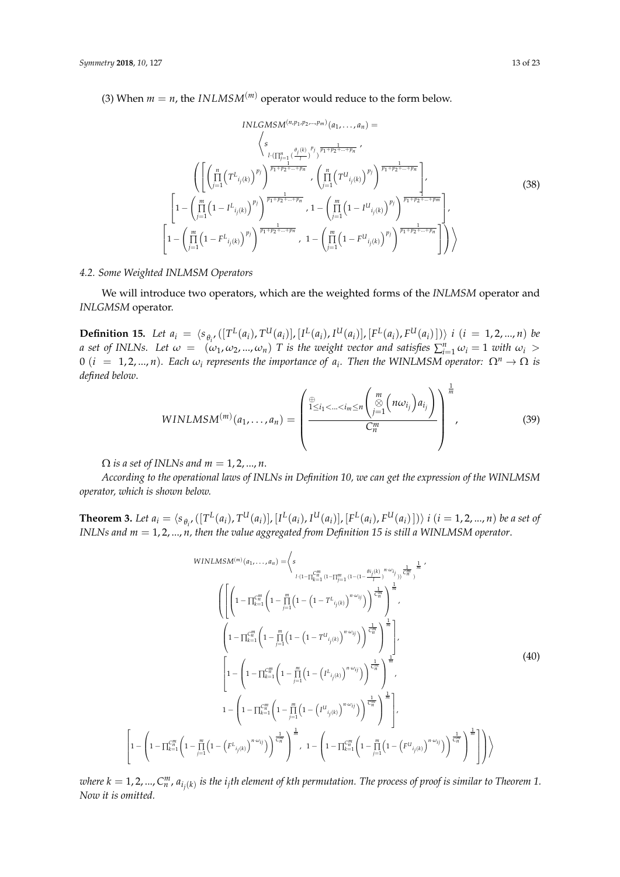(3) When $m = n$, the $INLMSM^{(m)}$ operator would reduce to the form below.

$$
\begin{aligned}
&INLGMSM^{(n,p_1,p_2,\ldots,p_m)}(a_1,\ldots,a_n) = \\
&\Bigg\langle s_{l\cdot\left(\prod_{j=1}^{n}\left(\frac{\theta_j(k)}{l}\right)^{p_j}\right)^{\frac{1}{p_1+p_2+\ldots+p_n}}}, \\
&\left(\left[\left(\prod_{j=1}^{n}\left(T^L{}_{i_j(k)}\right)^{p_j}\right)^{\frac{1}{p_1+p_2+\ldots+p_n}}, \left(\prod_{j=1}^{n}\left(T^U{}_{i_j(k)}\right)^{p_j}\right)^{\frac{1}{p_1+p_2+\ldots+p_n}}\right],\right. \\
&\left[1-\left(\prod_{j=1}^{m}\left(1-I^L{}_{i_j(k)}\right)^{p_j}\right)^{\frac{1}{p_1+p_2+\ldots+p_n}}, 1-\left(\prod_{j=1}^{m}\left(1-I^U{}_{i_j(k)}\right)^{p_j}\right)^{\frac{1}{p_1+p_2+\ldots+p_m}}\right], \\
&\left.\left[1-\left(\prod_{j=1}^{m}\left(1-F^L{}_{i_j(k)}\right)^{p_j}\right)^{\frac{1}{p_1+p_2+\ldots+p_n}}, 1-\left(\prod_{j=1}^{m}\left(1-F^U{}_{i_j(k)}\right)^{p_j}\right)^{\frac{1}{p_1+p_2+\ldots+p_n}}\right]\right)\Bigg\rangle
\end{aligned}
\tag{38}
$$

### 4.2. Some Weighted INLMSM Operators

We will introduce two operators, which are the weighted forms of the *INLMSM* operator and *INLGMSM* operator.

**Definition 15.** *Let $a_i = \langle s_{\theta_i}, ([T^L(a_i), T^U(a_i)], [I^L(a_i), I^U(a_i)], [F^L(a_i), F^U(a_i)])\rangle$ $i$ $(i = 1, 2, \ldots, n)$ be a set of INLNs. Let $\omega = (\omega_1, \omega_2, \ldots, \omega_n)$ $T$ is the weight vector and satisfies $\sum_{i=1}^{n}\omega_i = 1$ with $\omega_i > 0$ $(i = 1, 2, \ldots, n)$. Each $\omega_i$ represents the importance of $a_i$. Then the WINLMSM operator: $\Omega^n \rightarrow \Omega$ is defined below.*

$$
WINLMSM^{(m)}(a_1,\ldots,a_n) = \left(\frac{\underset{1\le i_1<\ldots<i_m\le n}{\oplus}\left(\overset{m}{\underset{j=1}{\otimes}}\left(n\omega_{i_j}\right)a_{i_j}\right)}{C_n^m}\right)^{\frac{1}{m}},
\tag{39}
$$

*$\Omega$ is a set of INLNs and $m = 1, 2, \ldots, n$.*

*According to the operational laws of INLNs in Definition 10, we can get the expression of the WINLMSM operator, which is shown below.*

**Theorem 3.** *Let $a_i = \langle s_{\theta_i}, ([T^L(a_i), T^U(a_i)], [I^L(a_i), I^U(a_i)], [F^L(a_i), F^U(a_i)])\rangle$ $i$ $(i = 1, 2, \ldots, n)$ be a set of INLNs and $m = 1, 2, \ldots, n$, then the value aggregated from Definition 15 is still a WINLMSM operator.*

$$
\begin{aligned}
&WINLMSM^{(m)}(a_1,\ldots,a_n) = \Bigg\langle s_{l\cdot\left(1-\prod_{k=1}^{C_n^m}\left(1-\prod_{j=1}^{m}\left(1-\left(1-\frac{\theta_{i_j(k)}}{l}\right)^{n\cdot\omega_{i_j}}\right)\right)^{\frac{1}{C_n^m}}\right)^{\frac{1}{m}}}, \\
&\left(\left[\left(1-\prod_{k=1}^{C_n^m}\left(1-\prod_{j=1}^{m}\left(1-\left(1-T^L{}_{i_j(k)}\right)^{n\cdot\omega_{ij}}\right)\right)^{\frac{1}{C_n^m}}\right)^{\frac{1}{m}},\right.\right. \\
&\left.\left(1-\prod_{k=1}^{C_n^m}\left(1-\prod_{j=1}^{m}\left(1-\left(1-T^U{}_{i_j(k)}\right)^{n\cdot\omega_{ij}}\right)\right)^{\frac{1}{C_n^m}}\right)^{\frac{1}{m}}\right], \\
&\left[1-\left(1-\prod_{k=1}^{C_n^m}\left(1-\prod_{j=1}^{m}\left(1-\left(I^L{}_{i_j(k)}\right)^{n\cdot\omega_{ij}}\right)\right)^{\frac{1}{C_n^m}}\right)^{\frac{1}{m}},\right. \\
&\left.1-\left(1-\prod_{k=1}^{C_n^m}\left(1-\prod_{j=1}^{m}\left(1-\left(I^U{}_{i_j(k)}\right)^{n\cdot\omega_{ij}}\right)\right)^{\frac{1}{C_n^m}}\right)^{\frac{1}{m}}\right], \\
&\left.\left[1-\left(1-\prod_{k=1}^{C_n^m}\left(1-\prod_{j=1}^{m}\left(1-\left(F^L{}_{i_j(k)}\right)^{n\cdot\omega_{ij}}\right)\right)^{\frac{1}{C_n^m}}\right)^{\frac{1}{m}}, 1-\left(1-\prod_{k=1}^{C_n^m}\left(1-\prod_{j=1}^{m}\left(1-\left(F^U{}_{i_j(k)}\right)^{n\cdot\omega_{ij}}\right)\right)^{\frac{1}{C_n^m}}\right)^{\frac{1}{m}}\right]\right)\Bigg\rangle
\end{aligned}
\tag{40}
$$

*where $k = 1, 2, \ldots, C_n^m$, $a_{i_j(k)}$ is the $i_j$th element of kth permutation. The process of proof is similar to Theorem 1. Now it is omitted.*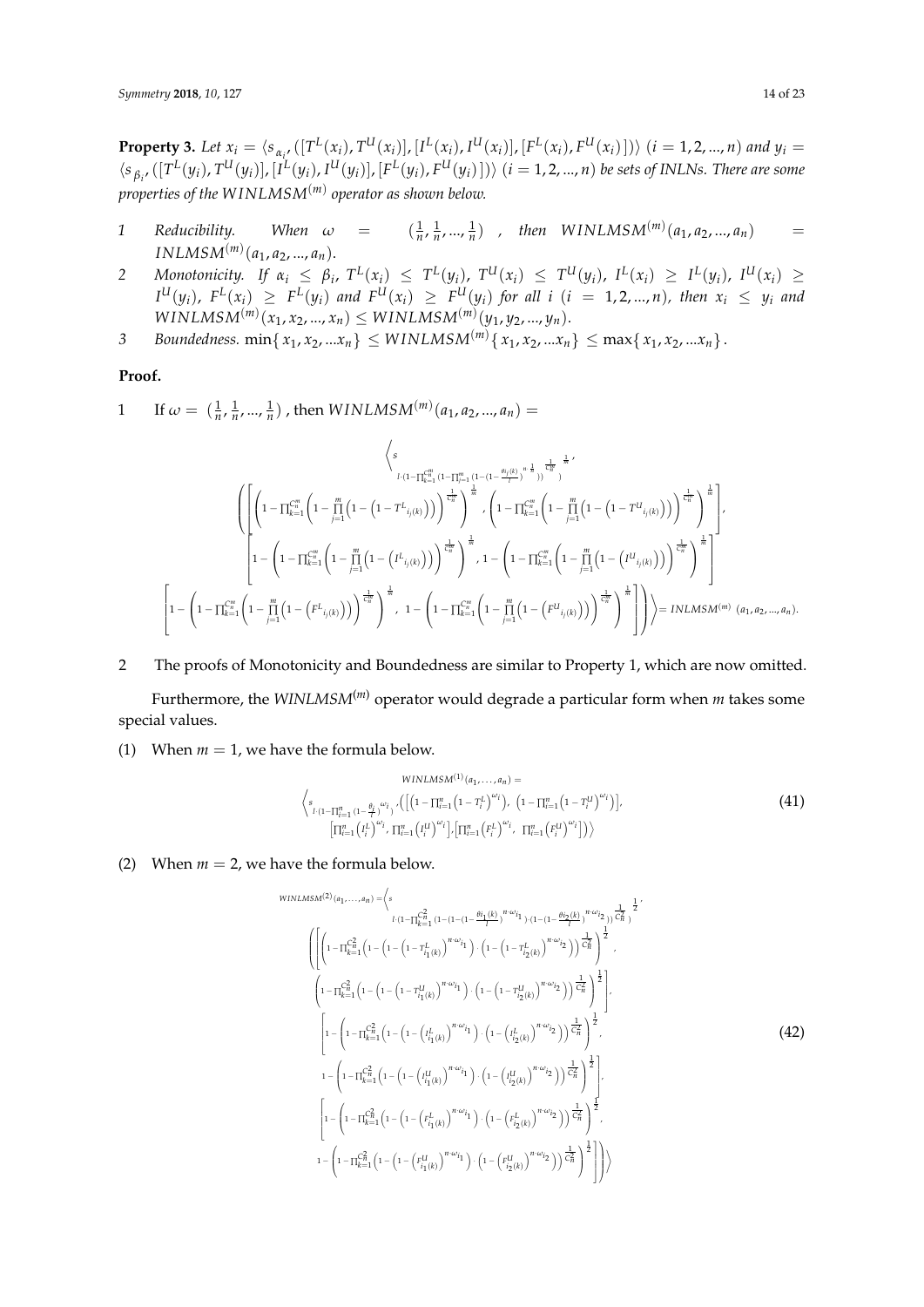**Property 3.** *Let* $x_i = \langle s_{\alpha_i}, ([T^L(x_i), T^U(x_i)], [I^L(x_i), I^U(x_i)], [F^L(x_i), F^U(x_i)])\rangle$ $(i = 1, 2, ..., n)$ *and* $y_i = \langle s_{\beta_i}, ([T^L(y_i), T^U(y_i)], [I^L(y_i), I^U(y_i)], [F^L(y_i), F^U(y_i)])\rangle$ $(i = 1, 2, ..., n)$ *be sets of INLNs. There are some properties of the* $WINLMSM^{(m)}$ *operator as shown below.*

1. *Reducibility. When* $\omega = (\frac{1}{n}, \frac{1}{n}, ..., \frac{1}{n})$, *then* $WINLMSM^{(m)}(a_1, a_2, ..., a_n) = INLMSM^{(m)}(a_1, a_2, ..., a_n)$.
2. *Monotonicity. If* $\alpha_i \le \beta_i$, $T^L(x_i) \le T^L(y_i)$, $T^U(x_i) \le T^U(y_i)$, $I^L(x_i) \ge I^L(y_i)$, $I^U(x_i) \ge I^U(y_i)$, $F^L(x_i) \ge F^L(y_i)$ *and* $F^U(x_i) \ge F^U(y_i)$ *for all* $i$ $(i = 1, 2, ..., n)$, *then* $x_i \le y_i$ *and* $WINLMSM^{(m)}(x_1, x_2, ..., x_n) \le WINLMSM^{(m)}(y_1, y_2, ..., y_n)$.
3. *Boundedness.* $\min\{x_1, x_2, ...x_n\} \le WINLMSM^{(m)}\{x_1, x_2, ...x_n\} \le \max\{x_1, x_2, ...x_n\}$.

**Proof.**

1. If $\omega = (\frac{1}{n}, \frac{1}{n}, ..., \frac{1}{n})$, then $WINLMSM^{(m)}(a_1, a_2, ..., a_n) =$

$$\left\langle s_{l\cdot\left(1-\prod_{k=1}^{C_n^m}\left(1-\prod_{j=1}^{m}\left(1-\left(1-\frac{\theta_{i_j(k)}}{l}\right)^{n\cdot\frac{1}{n}}\right)\right)^{\frac{1}{C_n^m}}\right)^{\frac{1}{m}}}, \left(\begin{array}{l}\left[\left(1-\prod_{k=1}^{C_n^m}\left(1-\prod_{j=1}^{m}\left(1-\left(1-T^L{}_{i_j(k)}\right)\right)\right)^{\frac{1}{C_n^m}}\right)^{\frac{1}{m}}, \left(1-\prod_{k=1}^{C_n^m}\left(1-\prod_{j=1}^{m}\left(1-\left(1-T^U{}_{i_j(k)}\right)\right)\right)^{\frac{1}{C_n^m}}\right)^{\frac{1}{m}}\right], \\ \left[1-\left(1-\prod_{k=1}^{C_n^m}\left(1-\prod_{j=1}^{m}\left(1-\left(I^L{}_{i_j(k)}\right)\right)\right)^{\frac{1}{C_n^m}}\right)^{\frac{1}{m}}, 1-\left(1-\prod_{k=1}^{C_n^m}\left(1-\prod_{j=1}^{m}\left(1-\left(I^U{}_{i_j(k)}\right)\right)\right)^{\frac{1}{C_n^m}}\right)^{\frac{1}{m}}\right] \\ \left[1-\left(1-\prod_{k=1}^{C_n^m}\left(1-\prod_{j=1}^{m}\left(1-\left(F^L{}_{i_j(k)}\right)\right)\right)^{\frac{1}{C_n^m}}\right)^{\frac{1}{m}}, 1-\left(1-\prod_{k=1}^{C_n^m}\left(1-\prod_{j=1}^{m}\left(1-\left(F^U{}_{i_j(k)}\right)\right)\right)^{\frac{1}{C_n^m}}\right)^{\frac{1}{m}}\right]\end{array}\right)\right\rangle = INLMSM^{(m)}(a_1, a_2, ..., a_n).$$

2. The proofs of Monotonicity and Boundedness are similar to Property 1, which are now omitted.

Furthermore, the *WINLMSM*$^{(m)}$ operator would degrade a particular form when $m$ takes some special values.

(1) When $m = 1$, we have the formula below.

$$WINLMSM^{(1)}(a_1, \ldots, a_n) = \left\langle s_{l\cdot\left(1-\prod_{i=1}^{n}\left(1-\frac{\theta_i}{l}\right)^{\omega_i}\right)}, \left(\left[\left(1-\prod_{i=1}^{n}\left(1-T_i^L\right)^{\omega_i}\right), \left(1-\prod_{i=1}^{n}\left(1-T_i^U\right)^{\omega_i}\right)\right], \left[\prod_{i=1}^{n}\left(I_i^L\right)^{\omega_i}, \prod_{i=1}^{n}\left(I_i^U\right)^{\omega_i}\right], \left[\prod_{i=1}^{n}\left(F_i^L\right)^{\omega_i}, \prod_{i=1}^{n}\left(F_i^U\right)^{\omega_i}\right]\right)\right\rangle \tag{41}$$

(2) When $m = 2$, we have the formula below.

$$WINLMSM^{(2)}(a_1, \ldots, a_n) = \left\langle s_{l\cdot\left(1-\prod_{k=1}^{C_n^2}\left(1-\left(1-\left(1-\frac{\theta_{i_1(k)}}{l}\right)^{n\cdot\omega_{i_1}}\right)\cdot\left(1-\left(1-\frac{\theta_{i_2(k)}}{l}\right)^{n\cdot\omega_{i_2}}\right)\right)^{\frac{1}{C_n^2}}\right)^{\frac{1}{2}}}, \left(\begin{array}{l}\left[\left(1-\prod_{k=1}^{C_n^2}\left(1-\left(1-\left(1-T^L_{i_1(k)}\right)^{n\cdot\omega_{i_1}}\right)\cdot\left(1-\left(1-T^L_{i_2(k)}\right)^{n\cdot\omega_{i_2}}\right)\right)^{\frac{1}{C_n^2}}\right)^{\frac{1}{2}}, \right. \\ \left.\left(1-\prod_{k=1}^{C_n^2}\left(1-\left(1-\left(1-T^U_{i_1(k)}\right)^{n\cdot\omega_{i_1}}\right)\cdot\left(1-\left(1-T^U_{i_2(k)}\right)^{n\cdot\omega_{i_2}}\right)\right)^{\frac{1}{C_n^2}}\right)^{\frac{1}{2}}\right], \\ \left[1-\left(1-\prod_{k=1}^{C_n^2}\left(1-\left(1-\left(I^L_{i_1(k)}\right)^{n\cdot\omega_{i_1}}\right)\cdot\left(1-\left(I^L_{i_2(k)}\right)^{n\cdot\omega_{i_2}}\right)\right)^{\frac{1}{C_n^2}}\right)^{\frac{1}{2}}, \right. \\ \left. 1-\left(1-\prod_{k=1}^{C_n^2}\left(1-\left(1-\left(I^U_{i_1(k)}\right)^{n\cdot\omega_{i_1}}\right)\cdot\left(1-\left(I^U_{i_2(k)}\right)^{n\cdot\omega_{i_2}}\right)\right)^{\frac{1}{C_n^2}}\right)^{\frac{1}{2}}\right], \\ \left[1-\left(1-\prod_{k=1}^{C_n^2}\left(1-\left(1-\left(F^L_{i_1(k)}\right)^{n\cdot\omega_{i_1}}\right)\cdot\left(1-\left(F^L_{i_2(k)}\right)^{n\cdot\omega_{i_2}}\right)\right)^{\frac{1}{C_n^2}}\right)^{\frac{1}{2}}, \right. \\ \left. 1-\left(1-\prod_{k=1}^{C_n^2}\left(1-\left(1-\left(F^U_{i_1(k)}\right)^{n\cdot\omega_{i_1}}\right)\cdot\left(1-\left(F^U_{i_2(k)}\right)^{n\cdot\omega_{i_2}}\right)\right)^{\frac{1}{C_n^2}}\right)^{\frac{1}{2}}\right]\end{array}\right)\right\rangle \tag{42}$$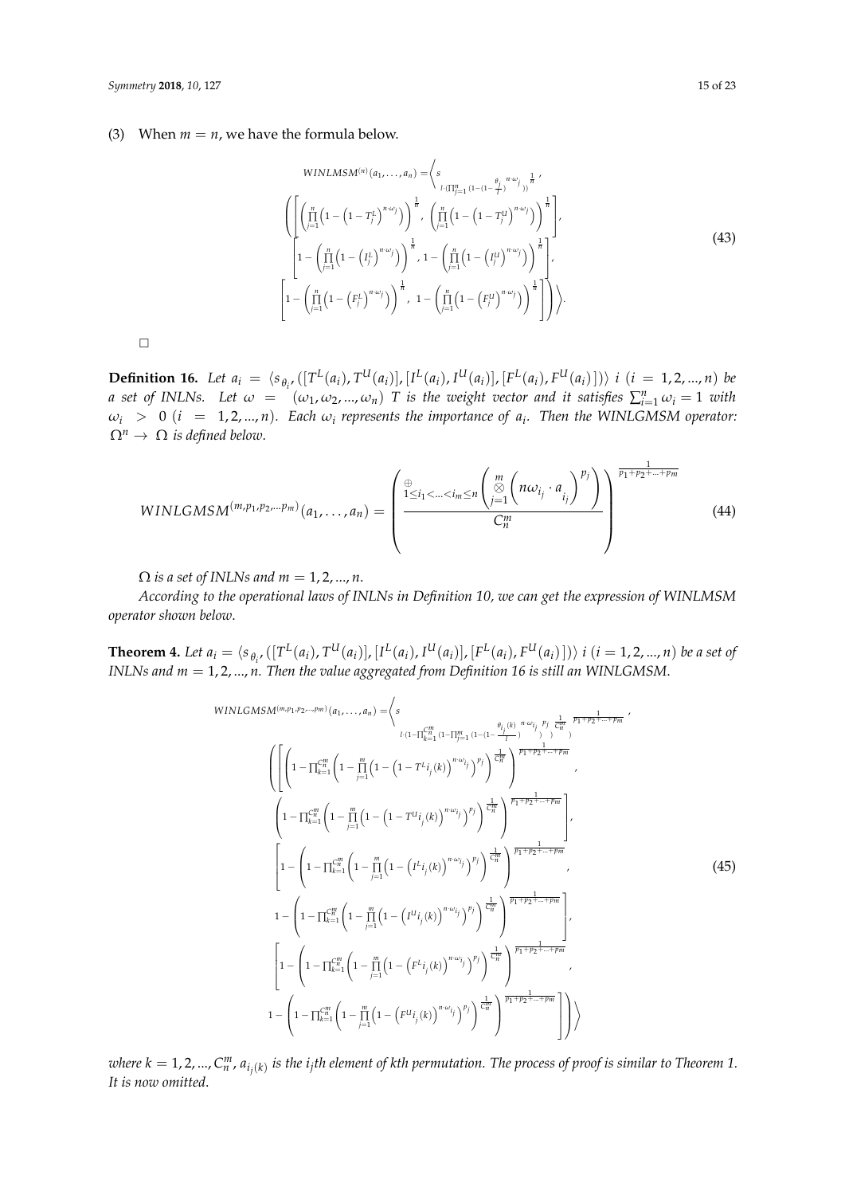(3) When $m = n$, we have the formula below.

$$
WINLMSM^{(n)}(a_1,\ldots,a_n) = \Bigg\langle s_{l\cdot\left(\prod_{j=1}^{n}\left(1-\left(1-\frac{\theta_j}{l}\right)^{n\cdot\omega_j}\right)\right)^{\frac{1}{n}}},
\left(\left[\left(\prod_{j=1}^{n}\left(1-\left(1-T_j^L\right)^{n\cdot\omega_j}\right)\right)^{\frac{1}{n}}, \left(\prod_{j=1}^{n}\left(1-\left(1-T_j^U\right)^{n\cdot\omega_j}\right)\right)^{\frac{1}{n}}\right],\right.
\left[1-\left(\prod_{j=1}^{n}\left(1-\left(I_j^L\right)^{n\cdot\omega_j}\right)\right)^{\frac{1}{n}}, 1-\left(\prod_{j=1}^{n}\left(1-\left(I_j^U\right)^{n\cdot\omega_j}\right)\right)^{\frac{1}{n}}\right],
\left.\left[1-\left(\prod_{j=1}^{n}\left(1-\left(F_j^L\right)^{n\cdot\omega_j}\right)\right)^{\frac{1}{n}}, 1-\left(\prod_{j=1}^{n}\left(1-\left(F_j^U\right)^{n\cdot\omega_j}\right)\right)^{\frac{1}{n}}\right]\right)\Bigg\rangle. \tag{43}
$$

□

**Definition 16.** *Let $a_i = \langle s_{\theta_i}, ([T^L(a_i), T^U(a_i)], [I^L(a_i), I^U(a_i)], [F^L(a_i), F^U(a_i)])\rangle$ $i$ $(i = 1,2,\ldots,n)$ be a set of INLNs. Let $\omega = (\omega_1, \omega_2, \ldots, \omega_n)$ $T$ is the weight vector and it satisfies $\sum_{i=1}^{n}\omega_i = 1$ with $\omega_i > 0$ $(i = 1,2,\ldots,n)$. Each $\omega_i$ represents the importance of $a_i$. Then the WINLGMSM operator: $\Omega^n \to \Omega$ is defined below.*

$$
WINLGMSM^{(m,p_1,p_2,\ldots p_m)}(a_1,\ldots,a_n) = \left(\frac{\underset{1\le i_1<\ldots<i_m\le n}{\oplus}\left(\overset{m}{\underset{j=1}{\otimes}}\left(n\omega_{i_j}\cdot a_{i_j}\right)^{p_j}\right)}{C_n^m}\right)^{\frac{1}{p_1+p_2+\ldots+p_m}} \tag{44}
$$

*$\Omega$ is a set of INLNs and $m = 1,2,\ldots,n$.*

*According to the operational laws of INLNs in Definition 10, we can get the expression of WINLMSM operator shown below.*

**Theorem 4.** *Let $a_i = \langle s_{\theta_i}, ([T^L(a_i), T^U(a_i)], [I^L(a_i), I^U(a_i)], [F^L(a_i), F^U(a_i)])\rangle$ $i$ $(i = 1,2,\ldots,n)$ be a set of INLNs and $m = 1,2,\ldots,n$. Then the value aggregated from Definition 16 is still an WINLGMSM.*

$$
WINLGMSM^{(m,p_1,p_2,\ldots,p_m)}(a_1,\ldots,a_n) = \Bigg\langle s_{l\cdot\left(1-\prod_{k=1}^{C_n^m}\left(1-\prod_{j=1}^{m}\left(1-\left(1-\frac{\theta_{i_j}(k)}{l}\right)^{n\cdot\omega_{i_j}}\right)^{p_j}\right)^{\frac{1}{C_n^m}}\right)^{\frac{1}{p_1+p_2+\ldots+p_m}}},
\left(\left[\left(1-\prod_{k=1}^{C_n^m}\left(1-\prod_{j=1}^{m}\left(1-\left(1-T^L i_j(k)\right)^{n\cdot\omega_{i_j}}\right)^{p_j}\right)^{\frac{1}{C_n^m}}\right)^{\frac{1}{p_1+p_2+\ldots+p_m}},\right.\right.
\left.\left(1-\prod_{k=1}^{C_n^m}\left(1-\prod_{j=1}^{m}\left(1-\left(1-T^U i_j(k)\right)^{n\cdot\omega_{i_j}}\right)^{p_j}\right)^{\frac{1}{C_n^m}}\right)^{\frac{1}{p_1+p_2+\ldots+p_m}}\right],
\left[1-\left(1-\prod_{k=1}^{C_n^m}\left(1-\prod_{j=1}^{m}\left(1-\left(I^L i_j(k)\right)^{n\cdot\omega_{i_j}}\right)^{p_j}\right)^{\frac{1}{C_n^m}}\right)^{\frac{1}{p_1+p_2+\ldots+p_m}},\right.
\left.1-\left(1-\prod_{k=1}^{C_n^m}\left(1-\prod_{j=1}^{m}\left(1-\left(I^U i_j(k)\right)^{n\cdot\omega_{i_j}}\right)^{p_j}\right)^{\frac{1}{C_n^m}}\right)^{\frac{1}{p_1+p_2+\ldots+p_m}}\right],
\left[1-\left(1-\prod_{k=1}^{C_n^m}\left(1-\prod_{j=1}^{m}\left(1-\left(F^L i_j(k)\right)^{n\cdot\omega_{i_j}}\right)^{p_j}\right)^{\frac{1}{C_n^m}}\right)^{\frac{1}{p_1+p_2+\ldots+p_m}},\right.
\left.\left.1-\left(1-\prod_{k=1}^{C_n^m}\left(1-\prod_{j=1}^{m}\left(1-\left(F^U i_j(k)\right)^{n\cdot\omega_{i_j}}\right)^{p_j}\right)^{\frac{1}{C_n^m}}\right)^{\frac{1}{p_1+p_2+\ldots+p_m}}\right]\right)\Bigg\rangle \tag{45}
$$

*where $k = 1,2,\ldots,C_n^m$, $a_{i_j(k)}$ is the $i_j$th element of $k$th permutation. The process of proof is similar to Theorem 1. It is now omitted.*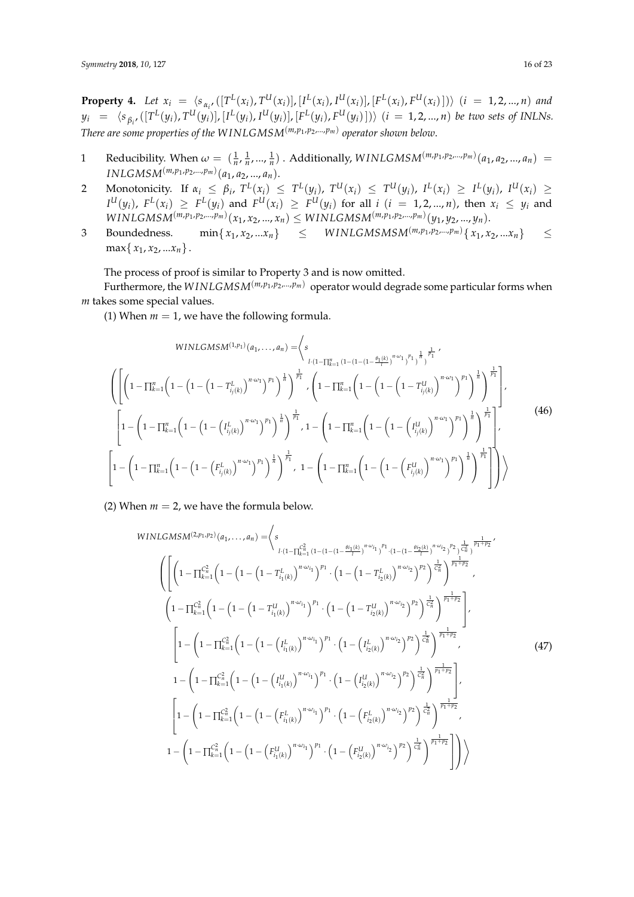**Property 4.** *Let $x_i = \langle s_{\alpha_i}, ([T^L(x_i), T^U(x_i)], [I^L(x_i), I^U(x_i)], [F^L(x_i), F^U(x_i)])\rangle$ $(i = 1,2,...,n)$ and $y_i = \langle s_{\beta_i}, ([T^L(y_i), T^U(y_i)], [I^L(y_i), I^U(y_i)], [F^L(y_i), F^U(y_i)])\rangle$ $(i = 1,2,...,n)$ be two sets of INLNs. There are some properties of the $WINLGMSM^{(m,p_1,p_2,...,p_m)}$ operator shown below.*

1. Reducibility. When $\omega = \left(\frac{1}{n}, \frac{1}{n}, ..., \frac{1}{n}\right)$. Additionally, $WINLGMSM^{(m,p_1,p_2,...,p_m)}(a_1, a_2, ..., a_n) = INLGMSM^{(m,p_1,p_2,...,p_m)}(a_1, a_2, ..., a_n)$.
2. Monotonicity. If $\alpha_i \le \beta_i$, $T^L(x_i) \le T^L(y_i)$, $T^U(x_i) \le T^U(y_i)$, $I^L(x_i) \ge I^L(y_i)$, $I^U(x_i) \ge I^U(y_i)$, $F^L(x_i) \ge F^L(y_i)$ and $F^U(x_i) \ge F^U(y_i)$ for all $i$ $(i = 1,2,...,n)$, then $x_i \le y_i$ and $WINLGMSM^{(m,p_1,p_2,...,p_m)}(x_1, x_2, ..., x_n) \le WINLGMSM^{(m,p_1,p_2,...,p_m)}(y_1, y_2, ..., y_n)$.
3. Boundedness. $\min\{x_1, x_2, ...x_n\} \le WINLGMSMSM^{(m,p_1,p_2,...,p_m)}\{x_1, x_2, ...x_n\} \le \max\{x_1, x_2, ...x_n\}$.

The process of proof is similar to Property 3 and is now omitted.

Furthermore, the $WINLGMSM^{(m,p_1,p_2,...,p_m)}$ operator would degrade some particular forms when $m$ takes some special values.

(1) When $m = 1$, we have the following formula.

$$
\begin{array}{c}
WINLGMSM^{(1,p_1)}(a_1, \ldots, a_n) = \Bigg\langle s_{l \cdot \left(1 - \prod_{k=1}^{n}\left(1 - \left(1 - \left(1 - \frac{\theta_{i_1(k)}}{l}\right)^{n \cdot \omega_1}\right)^{p_1}\right)^{\frac{1}{n}}\right)^{\frac{1}{p_1}}}, \\
\left( \left[ \left(1 - \prod_{k=1}^{n}\left(1 - \left(1 - \left(1 - T^L_{i_j(k)}\right)^{n \cdot \omega_1}\right)^{p_1}\right)^{\frac{1}{n}}\right)^{\frac{1}{p_1}}, \left(1 - \prod_{k=1}^{n}\left(1 - \left(1 - \left(1 - T^U_{i_j(k)}\right)^{n \cdot \omega_1}\right)^{p_1}\right)^{\frac{1}{n}}\right)^{\frac{1}{p_1}} \right], \right. \\
\left[ 1 - \left(1 - \prod_{k=1}^{n}\left(1 - \left(1 - \left(I^L_{i_j(k)}\right)^{n \cdot \omega_1}\right)^{p_1}\right)^{\frac{1}{n}}\right)^{\frac{1}{p_1}}, 1 - \left(1 - \prod_{k=1}^{n}\left(1 - \left(1 - \left(I^U_{i_j(k)}\right)^{n \cdot \omega_1}\right)^{p_1}\right)^{\frac{1}{n}}\right)^{\frac{1}{p_1}} \right], \\
\left. \left[ 1 - \left(1 - \prod_{k=1}^{n}\left(1 - \left(1 - \left(F^L_{i_j(k)}\right)^{n \cdot \omega_1}\right)^{p_1}\right)^{\frac{1}{n}}\right)^{\frac{1}{p_1}}, 1 - \left(1 - \prod_{k=1}^{n}\left(1 - \left(1 - \left(F^U_{i_j(k)}\right)^{n \cdot \omega_1}\right)^{p_1}\right)^{\frac{1}{n}}\right)^{\frac{1}{p_1}} \right] \right) \Bigg\rangle
\end{array}
\tag{46}
$$

(2) When $m = 2$, we have the formula below.

$$
\begin{array}{c}
WINLGMSM^{(2,p_1,p_2)}(a_1, \ldots, a_n) = \Bigg\langle s_{l \cdot \left(1 - \prod_{k=1}^{C_n^2}\left(1 - \left(1 - \left(1 - \frac{\theta_{i_1(k)}}{l}\right)^{n \cdot \omega_{i_1}}\right)^{p_1} \cdot \left(1 - \left(1 - \frac{\theta_{i_2(k)}}{l}\right)^{n \cdot \omega_{i_2}}\right)^{p_2}\right)^{\frac{1}{C_n^2}}\right)^{\frac{1}{p_1 + p_2}}}, \\
\left( \left[ \left(1 - \prod_{k=1}^{C_n^2}\left(1 - \left(1 - \left(1 - T^L_{i_1(k)}\right)^{n \cdot \omega_{i_1}}\right)^{p_1} \cdot \left(1 - \left(1 - T^L_{i_2(k)}\right)^{n \cdot \omega_{i_2}}\right)^{p_2}\right)^{\frac{1}{C_n^2}}\right)^{\frac{1}{p_1 + p_2}}, \right. \right. \\
\left. \left(1 - \prod_{k=1}^{C_n^2}\left(1 - \left(1 - \left(1 - T^U_{i_1(k)}\right)^{n \cdot \omega_{i_1}}\right)^{p_1} \cdot \left(1 - \left(1 - T^U_{i_2(k)}\right)^{n \cdot \omega_{i_2}}\right)^{p_2}\right)^{\frac{1}{C_n^2}}\right)^{\frac{1}{p_1 + p_2}} \right], \\
\left[ 1 - \left(1 - \prod_{k=1}^{C_n^2}\left(1 - \left(1 - \left(I^L_{i_1(k)}\right)^{n \cdot \omega_{i_1}}\right)^{p_1} \cdot \left(1 - \left(I^L_{i_2(k)}\right)^{n \cdot \omega_{i_2}}\right)^{p_2}\right)^{\frac{1}{C_n^2}}\right)^{\frac{1}{p_1 + p_2}}, \right. \\
\left. 1 - \left(1 - \prod_{k=1}^{C_n^2}\left(1 - \left(1 - \left(I^U_{i_1(k)}\right)^{n \cdot \omega_{i_1}}\right)^{p_1} \cdot \left(1 - \left(I^U_{i_2(k)}\right)^{n \cdot \omega_{i_2}}\right)^{p_2}\right)^{\frac{1}{C_n^2}}\right)^{\frac{1}{p_1 + p_2}} \right], \\
\left[ 1 - \left(1 - \prod_{k=1}^{C_n^2}\left(1 - \left(1 - \left(F^L_{i_1(k)}\right)^{n \cdot \omega_{i_1}}\right)^{p_1} \cdot \left(1 - \left(F^L_{i_2(k)}\right)^{n \cdot \omega_{i_2}}\right)^{p_2}\right)^{\frac{1}{C_n^2}}\right)^{\frac{1}{p_1 + p_2}}, \right. \\
\left. \left. 1 - \left(1 - \prod_{k=1}^{C_n^2}\left(1 - \left(1 - \left(F^U_{i_1(k)}\right)^{n \cdot \omega_{i_1}}\right)^{p_1} \cdot \left(1 - \left(F^U_{i_2(k)}\right)^{n \cdot \omega_{i_2}}\right)^{p_2}\right)^{\frac{1}{C_n^2}}\right)^{\frac{1}{p_1 + p_2}} \right] \right) \Bigg\rangle
\end{array}
\tag{47}
$$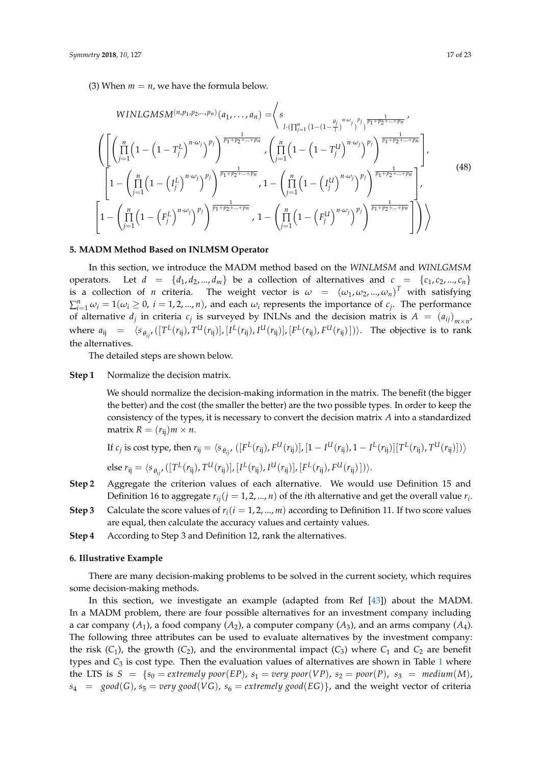(3) When $m = n$, we have the formula below.

$$
WINLGMSM^{(n,p_1,p_2,\ldots,p_n)}(a_1,\ldots,a_n) = \left\langle s_{l\cdot\left(\prod_{j=1}^{n}\left(1-\left(1-\frac{\theta_j}{l}\right)^{n\cdot\omega_j}\right)^{p_j}\right)^{\frac{1}{p_1+p_2+\ldots+p_n}}}, \right.
$$

$$
\left(\left[\left(\prod_{j=1}^{n}\left(1-\left(1-T_j^L\right)^{n\cdot\omega_j}\right)^{p_j}\right)^{\frac{1}{p_1+p_2+\ldots+p_n}}, \left(\prod_{j=1}^{n}\left(1-\left(1-T_j^U\right)^{n\cdot\omega_j}\right)^{p_j}\right)^{\frac{1}{p_1+p_2+\ldots+p_n}}\right],\right.
$$

$$
\left[1-\left(\prod_{j=1}^{n}\left(1-\left(I_j^L\right)^{n\cdot\omega_j}\right)^{p_j}\right)^{\frac{1}{p_1+p_2+\ldots+p_n}}, 1-\left(\prod_{j=1}^{n}\left(1-\left(I_j^U\right)^{n\cdot\omega_j}\right)^{p_j}\right)^{\frac{1}{p_1+p_2+\ldots+p_n}}\right], \tag{48}
$$

$$
\left.\left.\left[1-\left(\prod_{j=1}^{n}\left(1-\left(F_j^L\right)^{n\cdot\omega_j}\right)^{p_j}\right)^{\frac{1}{p_1+p_2+\ldots+p_n}}, 1-\left(\prod_{j=1}^{n}\left(1-\left(F_j^U\right)^{n\cdot\omega_j}\right)^{p_j}\right)^{\frac{1}{p_1+p_2+\ldots+p_n}}\right]\right)\right\rangle
$$

## 5. MADM Method Based on INLMSM Operator

In this section, we introduce the MADM method based on the *WINLMSM* and *WINLGMSM* operators. Let $d = \{d_1, d_2, \ldots, d_m\}$ be a collection of alternatives and $c = \{c_1, c_2, \ldots, c_n\}$ is a collection of $n$ criteria. The weight vector is $\omega = (\omega_1, \omega_2, \ldots, \omega_n)^T$ with satisfying $\sum_{i=1}^{n} \omega_i = 1 (\omega_i \geq 0,\ i = 1, 2, \ldots, n)$, and each $\omega_i$ represents the importance of $c_j$. The performance of alternative $d_j$ in criteria $c_j$ is surveyed by INLNs and the decision matrix is $A = (a_{ij})_{m\times n}$, where $a_{ij} = \langle s_{\theta_{ij}}, ([T^L(r_{ij}), T^U(r_{ij})], [I^L(r_{ij}), I^U(r_{ij})], [F^L(r_{ij}), F^U(r_{ij})])\rangle$. The objective is to rank the alternatives.

The detailed steps are shown below.

**Step 1** Normalize the decision matrix.

We should normalize the decision-making information in the matrix. The benefit (the bigger the better) and the cost (the smaller the better) are the two possible types. In order to keep the consistency of the types, it is necessary to convert the decision matrix $A$ into a standardized matrix $R = (r_{ij})m \times n$.

If $c_j$ is cost type, then $r_{ij} = \langle s_{\theta_{ij}}, ([F^L(r_{ij}), F^U(r_{ij})], [1 - I^U(r_{ij}), 1 - I^L(r_{ij})][T^L(r_{ij}), T^U(r_{ij})])\rangle$

else $r_{ij} = \langle s_{\theta_{ij}}, ([T^L(r_{ij}), T^U(r_{ij})], [I^L(r_{ij}), I^U(r_{ij})], [F^L(r_{ij}), F^U(r_{ij})])\rangle$.

**Step 2** Aggregate the criterion values of each alternative. We would use Definition 15 and Definition 16 to aggregate $r_{ij} (j = 1, 2, \ldots, n)$ of the $i$th alternative and get the overall value $r_i$.

**Step 3** Calculate the score values of $r_i (i = 1, 2, \ldots, m)$ according to Definition 11. If two score values are equal, then calculate the accuracy values and certainty values.

**Step 4** According to Step 3 and Definition 12, rank the alternatives.

## 6. Illustrative Example

There are many decision-making problems to be solved in the current society, which requires some decision-making methods.

In this section, we investigate an example (adapted from Ref [43]) about the MADM. In a MADM problem, there are four possible alternatives for an investment company including a car company ($A_1$), a food company ($A_2$), a computer company ($A_3$), and an arms company ($A_4$). The following three attributes can be used to evaluate alternatives by the investment company: the risk ($C_1$), the growth ($C_2$), and the environmental impact ($C_3$) where $C_1$ and $C_2$ are benefit types and $C_3$ is cost type. Then the evaluation values of alternatives are shown in Table 1 where the LTS is $S = \{s_0 = \textit{extremely poor}(EP),\ s_1 = \textit{very poor}(VP),\ s_2 = \textit{poor}(P),\ s_3 = \textit{medium}(M),\ s_4 = \textit{good}(G),\ s_5 = \textit{very good}(VG),\ s_6 = \textit{extremely good}(EG)\}$, and the weight vector of criteria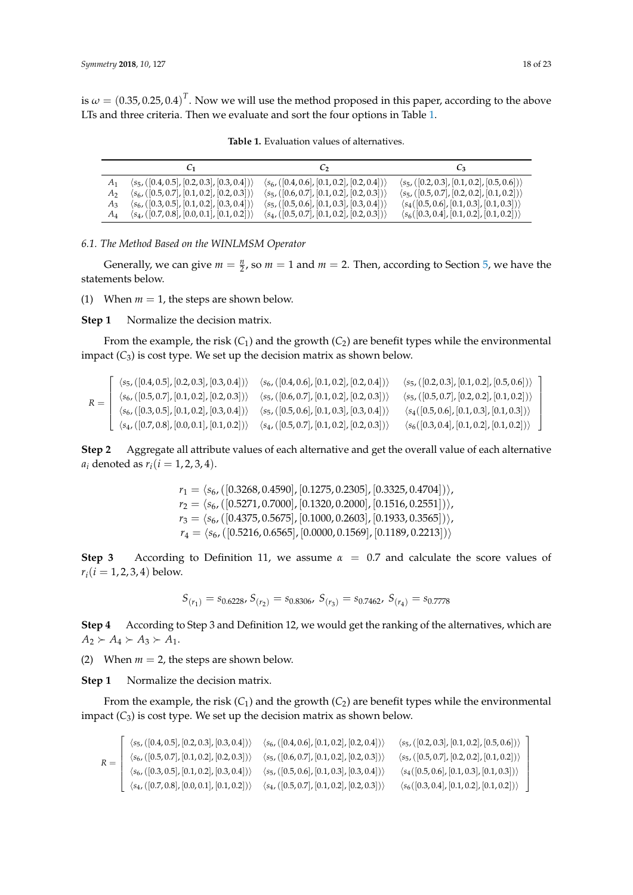is $\omega = (0.35, 0.25, 0.4)^T$. Now we will use the method proposed in this paper, according to the above LTs and three criteria. Then we evaluate and sort the four options in Table 1.

**Table 1.** Evaluation values of alternatives.

| | $C_1$ | $C_2$ | $C_3$ |
|---|---|---|---|
| $A_1$ | $\langle s_5, ([0.4, 0.5], [0.2, 0.3], [0.3, 0.4])\rangle$ | $\langle s_6, ([0.4, 0.6], [0.1, 0.2], [0.2, 0.4])\rangle$ | $\langle s_5, ([0.2, 0.3], [0.1, 0.2], [0.5, 0.6])\rangle$ |
| $A_2$ | $\langle s_6, ([0.5, 0.7], [0.1, 0.2], [0.2, 0.3])\rangle$ | $\langle s_5, ([0.6, 0.7], [0.1, 0.2], [0.2, 0.3])\rangle$ | $\langle s_5, ([0.5, 0.7], [0.2, 0.2], [0.1, 0.2])\rangle$ |
| $A_3$ | $\langle s_6, ([0.3, 0.5], [0.1, 0.2], [0.3, 0.4])\rangle$ | $\langle s_5, ([0.5, 0.6], [0.1, 0.3], [0.3, 0.4])\rangle$ | $\langle s_4([0.5, 0.6], [0.1, 0.3], [0.1, 0.3])\rangle$ |
| $A_4$ | $\langle s_4, ([0.7, 0.8], [0.0, 0.1], [0.1, 0.2])\rangle$ | $\langle s_4, ([0.5, 0.7], [0.1, 0.2], [0.2, 0.3])\rangle$ | $\langle s_6([0.3, 0.4], [0.1, 0.2], [0.1, 0.2])\rangle$ |

### 6.1. The Method Based on the WINLMSM Operator

Generally, we can give $m = \frac{n}{2}$, so $m = 1$ and $m = 2$. Then, according to Section 5, we have the statements below.

(1) When $m = 1$, the steps are shown below.

**Step 1** Normalize the decision matrix.

From the example, the risk ($C_1$) and the growth ($C_2$) are benefit types while the environmental impact ($C_3$) is cost type. We set up the decision matrix as shown below.

$$R = \begin{bmatrix} \langle s_5, ([0.4, 0.5], [0.2, 0.3], [0.3, 0.4])\rangle & \langle s_6, ([0.4, 0.6], [0.1, 0.2], [0.2, 0.4])\rangle & \langle s_5, ([0.2, 0.3], [0.1, 0.2], [0.5, 0.6])\rangle \\ \langle s_6, ([0.5, 0.7], [0.1, 0.2], [0.2, 0.3])\rangle & \langle s_5, ([0.6, 0.7], [0.1, 0.2], [0.2, 0.3])\rangle & \langle s_5, ([0.5, 0.7], [0.2, 0.2], [0.1, 0.2])\rangle \\ \langle s_6, ([0.3, 0.5], [0.1, 0.2], [0.3, 0.4])\rangle & \langle s_5, ([0.5, 0.6], [0.1, 0.3], [0.3, 0.4])\rangle & \langle s_4([0.5, 0.6], [0.1, 0.3], [0.1, 0.3])\rangle \\ \langle s_4, ([0.7, 0.8], [0.0, 0.1], [0.1, 0.2])\rangle & \langle s_4, ([0.5, 0.7], [0.1, 0.2], [0.2, 0.3])\rangle & \langle s_6([0.3, 0.4], [0.1, 0.2], [0.1, 0.2])\rangle \end{bmatrix}$$

**Step 2** Aggregate all attribute values of each alternative and get the overall value of each alternative $a_i$ denoted as $r_i (i = 1, 2, 3, 4)$.

$$r_1 = \langle s_6, ([0.3268, 0.4590], [0.1275, 0.2305], [0.3325, 0.4704])\rangle,$$
$$r_2 = \langle s_6, ([0.5271, 0.7000], [0.1320, 0.2000], [0.1516, 0.2551])\rangle,$$
$$r_3 = \langle s_6, ([0.4375, 0.5675], [0.1000, 0.2603], [0.1933, 0.3565])\rangle,$$
$$r_4 = \langle s_6, ([0.5216, 0.6565], [0.0000, 0.1569], [0.1189, 0.2213])\rangle$$

**Step 3** According to Definition 11, we assume $\alpha = 0.7$ and calculate the score values of $r_i (i = 1, 2, 3, 4)$ below.

$$S_{(r_1)} = s_{0.6228}, S_{(r_2)} = s_{0.8306}, S_{(r_3)} = s_{0.7462}, S_{(r_4)} = s_{0.7778}$$

**Step 4** According to Step 3 and Definition 12, we would get the ranking of the alternatives, which are $A_2 \succ A_4 \succ A_3 \succ A_1$.

(2) When $m = 2$, the steps are shown below.

**Step 1** Normalize the decision matrix.

From the example, the risk ($C_1$) and the growth ($C_2$) are benefit types while the environmental impact ($C_3$) is cost type. We set up the decision matrix as shown below.

$$R = \begin{bmatrix} \langle s_5, ([0.4, 0.5], [0.2, 0.3], [0.3, 0.4])\rangle & \langle s_6, ([0.4, 0.6], [0.1, 0.2], [0.2, 0.4])\rangle & \langle s_5, ([0.2, 0.3], [0.1, 0.2], [0.5, 0.6])\rangle \\ \langle s_6, ([0.5, 0.7], [0.1, 0.2], [0.2, 0.3])\rangle & \langle s_5, ([0.6, 0.7], [0.1, 0.2], [0.2, 0.3])\rangle & \langle s_5, ([0.5, 0.7], [0.2, 0.2], [0.1, 0.2])\rangle \\ \langle s_6, ([0.3, 0.5], [0.1, 0.2], [0.3, 0.4])\rangle & \langle s_5, ([0.5, 0.6], [0.1, 0.3], [0.3, 0.4])\rangle & \langle s_4([0.5, 0.6], [0.1, 0.3], [0.1, 0.3])\rangle \\ \langle s_4, ([0.7, 0.8], [0.0, 0.1], [0.1, 0.2])\rangle & \langle s_4, ([0.5, 0.7], [0.1, 0.2], [0.2, 0.3])\rangle & \langle s_6([0.3, 0.4], [0.1, 0.2], [0.1, 0.2])\rangle \end{bmatrix}$$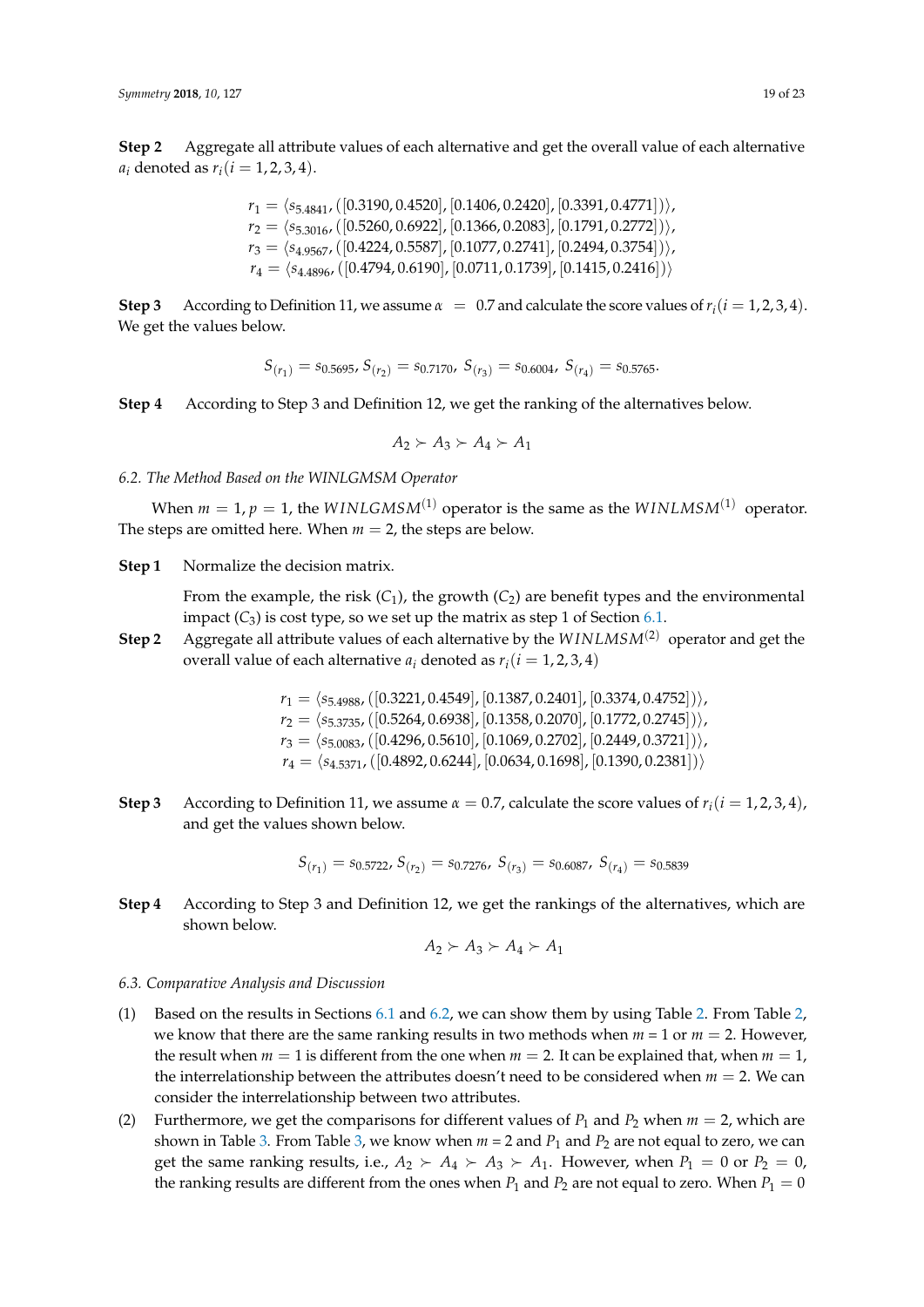**Step 2** Aggregate all attribute values of each alternative and get the overall value of each alternative $a_i$ denoted as $r_i (i = 1, 2, 3, 4)$.

$$r_1 = \langle s_{5.4841}, ([0.3190, 0.4520], [0.1406, 0.2420], [0.3391, 0.4771]) \rangle,$$
$$r_2 = \langle s_{5.3016}, ([0.5260, 0.6922], [0.1366, 0.2083], [0.1791, 0.2772]) \rangle,$$
$$r_3 = \langle s_{4.9567}, ([0.4224, 0.5587], [0.1077, 0.2741], [0.2494, 0.3754]) \rangle,$$
$$r_4 = \langle s_{4.4896}, ([0.4794, 0.6190], [0.0711, 0.1739], [0.1415, 0.2416]) \rangle$$

**Step 3** According to Definition 11, we assume $\alpha = 0.7$ and calculate the score values of $r_i (i = 1, 2, 3, 4)$. We get the values below.

$$S_{(r_1)} = s_{0.5695},\ S_{(r_2)} = s_{0.7170},\ S_{(r_3)} = s_{0.6004},\ S_{(r_4)} = s_{0.5765}.$$

**Step 4** According to Step 3 and Definition 12, we get the ranking of the alternatives below.

$$A_2 \succ A_3 \succ A_4 \succ A_1$$

### 6.2. The Method Based on the WINLGMSM Operator

When $m = 1, p = 1$, the $WINLGMSM^{(1)}$ operator is the same as the $WINLMSM^{(1)}$ operator. The steps are omitted here. When $m = 2$, the steps are below.

**Step 1** Normalize the decision matrix.

From the example, the risk ($C_1$), the growth ($C_2$) are benefit types and the environmental impact ($C_3$) is cost type, so we set up the matrix as step 1 of Section 6.1.

**Step 2** Aggregate all attribute values of each alternative by the $WINLMSM^{(2)}$ operator and get the overall value of each alternative $a_i$ denoted as $r_i (i = 1, 2, 3, 4)$

$$r_1 = \langle s_{5.4988}, ([0.3221, 0.4549], [0.1387, 0.2401], [0.3374, 0.4752]) \rangle,$$
$$r_2 = \langle s_{5.3735}, ([0.5264, 0.6938], [0.1358, 0.2070], [0.1772, 0.2745]) \rangle,$$
$$r_3 = \langle s_{5.0083}, ([0.4296, 0.5610], [0.1069, 0.2702], [0.2449, 0.3721]) \rangle,$$
$$r_4 = \langle s_{4.5371}, ([0.4892, 0.6244], [0.0634, 0.1698], [0.1390, 0.2381]) \rangle$$

**Step 3** According to Definition 11, we assume $\alpha = 0.7$, calculate the score values of $r_i (i = 1, 2, 3, 4)$, and get the values shown below.

$$S_{(r_1)} = s_{0.5722},\ S_{(r_2)} = s_{0.7276},\ S_{(r_3)} = s_{0.6087},\ S_{(r_4)} = s_{0.5839}$$

**Step 4** According to Step 3 and Definition 12, we get the rankings of the alternatives, which are shown below.

$$A_2 \succ A_3 \succ A_4 \succ A_1$$

### 6.3. Comparative Analysis and Discussion

(1) Based on the results in Sections 6.1 and 6.2, we can show them by using Table 2. From Table 2, we know that there are the same ranking results in two methods when $m = 1$ or $m = 2$. However, the result when $m = 1$ is different from the one when $m = 2$. It can be explained that, when $m = 1$, the interrelationship between the attributes doesn't need to be considered when $m = 2$. We can consider the interrelationship between two attributes.

(2) Furthermore, we get the comparisons for different values of $P_1$ and $P_2$ when $m = 2$, which are shown in Table 3. From Table 3, we know when $m = 2$ and $P_1$ and $P_2$ are not equal to zero, we can get the same ranking results, i.e., $A_2 \succ A_4 \succ A_3 \succ A_1$. However, when $P_1 = 0$ or $P_2 = 0$, the ranking results are different from the ones when $P_1$ and $P_2$ are not equal to zero. When $P_1 = 0$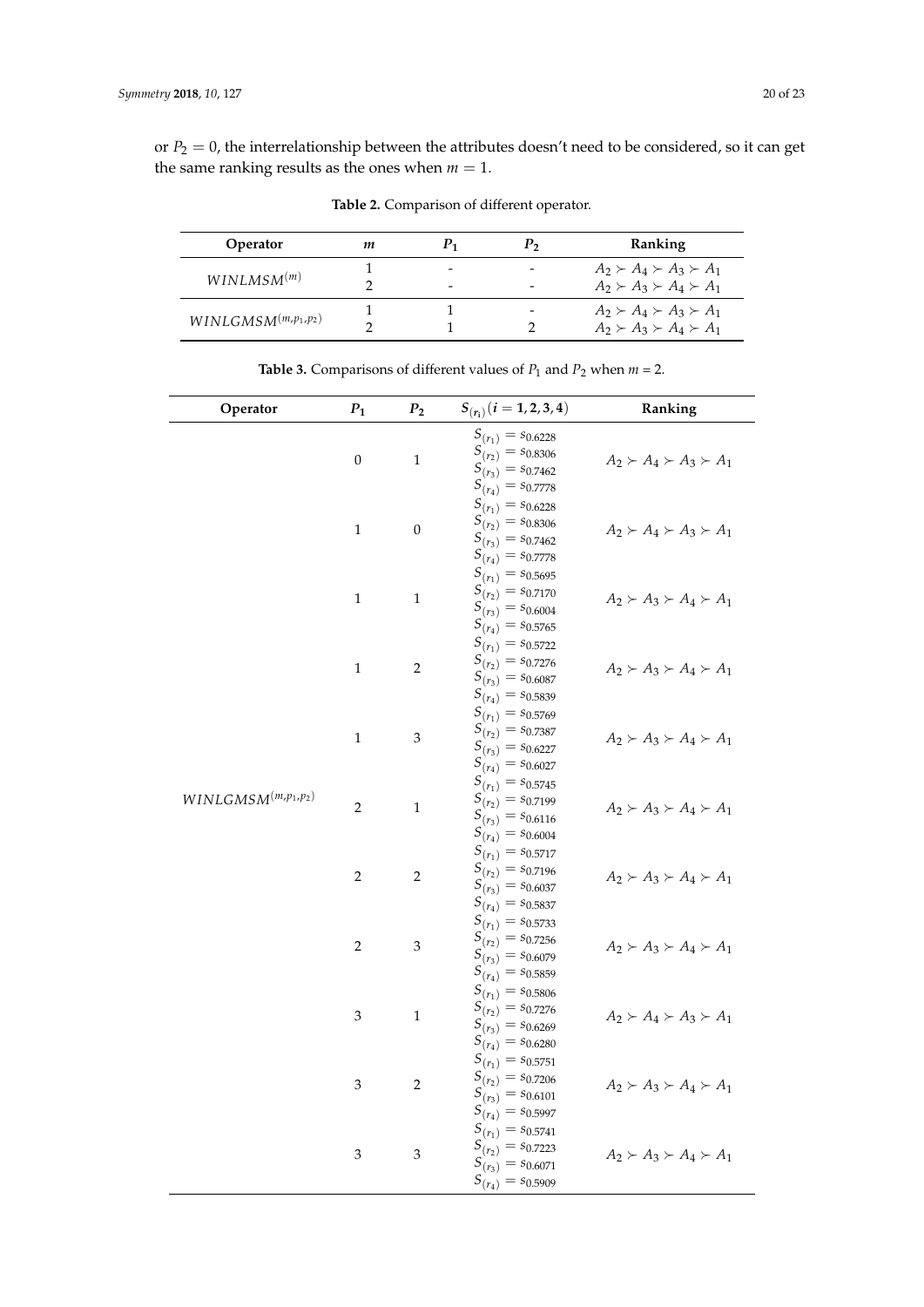or $P_2 = 0$, the interrelationship between the attributes doesn't need to be considered, so it can get the same ranking results as the ones when $m = 1$.

**Table 2.** Comparison of different operator.

| Operator | $m$ | $P_1$ | $P_2$ | Ranking |
|---|---|---|---|---|
| $WINLMSM^{(m)}$ | 1 | - | - | $A_2 \succ A_4 \succ A_3 \succ A_1$ |
| | 2 | - | - | $A_2 \succ A_3 \succ A_4 \succ A_1$ |
| $WINLGMSM^{(m,p_1,p_2)}$ | 1 | 1 | - | $A_2 \succ A_4 \succ A_3 \succ A_1$ |
| | 2 | 1 | 2 | $A_2 \succ A_3 \succ A_4 \succ A_1$ |

**Table 3.** Comparisons of different values of $P_1$ and $P_2$ when $m$ = 2.

| Operator | $P_1$ | $P_2$ | $S_{(r_i)}(i = 1, 2, 3, 4)$ | Ranking |
|---|---|---|---|---|
| $WINLGMSM^{(m,p_1,p_2)}$ | 0 | 1 | $S_{(r_1)} = s_{0.6228}$ $S_{(r_2)} = s_{0.8306}$ $S_{(r_3)} = s_{0.7462}$ $S_{(r_4)} = s_{0.7778}$ | $A_2 \succ A_4 \succ A_3 \succ A_1$ |
| | 1 | 0 | $S_{(r_1)} = s_{0.6228}$ $S_{(r_2)} = s_{0.8306}$ $S_{(r_3)} = s_{0.7462}$ $S_{(r_4)} = s_{0.7778}$ | $A_2 \succ A_4 \succ A_3 \succ A_1$ |
| | 1 | 1 | $S_{(r_1)} = s_{0.5695}$ $S_{(r_2)} = s_{0.7170}$ $S_{(r_3)} = s_{0.6004}$ $S_{(r_4)} = s_{0.5765}$ | $A_2 \succ A_3 \succ A_4 \succ A_1$ |
| | 1 | 2 | $S_{(r_1)} = s_{0.5722}$ $S_{(r_2)} = s_{0.7276}$ $S_{(r_3)} = s_{0.6087}$ $S_{(r_4)} = s_{0.5839}$ | $A_2 \succ A_3 \succ A_4 \succ A_1$ |
| | 1 | 3 | $S_{(r_1)} = s_{0.5769}$ $S_{(r_2)} = s_{0.7387}$ $S_{(r_3)} = s_{0.6227}$ $S_{(r_4)} = s_{0.6027}$ | $A_2 \succ A_3 \succ A_4 \succ A_1$ |
| | 2 | 1 | $S_{(r_1)} = s_{0.5745}$ $S_{(r_2)} = s_{0.7199}$ $S_{(r_3)} = s_{0.6116}$ $S_{(r_4)} = s_{0.6004}$ | $A_2 \succ A_3 \succ A_4 \succ A_1$ |
| | 2 | 2 | $S_{(r_1)} = s_{0.5717}$ $S_{(r_2)} = s_{0.7196}$ $S_{(r_3)} = s_{0.6037}$ $S_{(r_4)} = s_{0.5837}$ | $A_2 \succ A_3 \succ A_4 \succ A_1$ |
| | 2 | 3 | $S_{(r_1)} = s_{0.5733}$ $S_{(r_2)} = s_{0.7256}$ $S_{(r_3)} = s_{0.6079}$ $S_{(r_4)} = s_{0.5859}$ | $A_2 \succ A_3 \succ A_4 \succ A_1$ |
| | 3 | 1 | $S_{(r_1)} = s_{0.5806}$ $S_{(r_2)} = s_{0.7276}$ $S_{(r_3)} = s_{0.6269}$ $S_{(r_4)} = s_{0.6280}$ | $A_2 \succ A_4 \succ A_3 \succ A_1$ |
| | 3 | 2 | $S_{(r_1)} = s_{0.5751}$ $S_{(r_2)} = s_{0.7206}$ $S_{(r_3)} = s_{0.6101}$ $S_{(r_4)} = s_{0.5997}$ | $A_2 \succ A_3 \succ A_4 \succ A_1$ |
| | 3 | 3 | $S_{(r_1)} = s_{0.5741}$ $S_{(r_2)} = s_{0.7223}$ $S_{(r_3)} = s_{0.6071}$ $S_{(r_4)} = s_{0.5909}$ | $A_2 \succ A_3 \succ A_4 \succ A_1$ |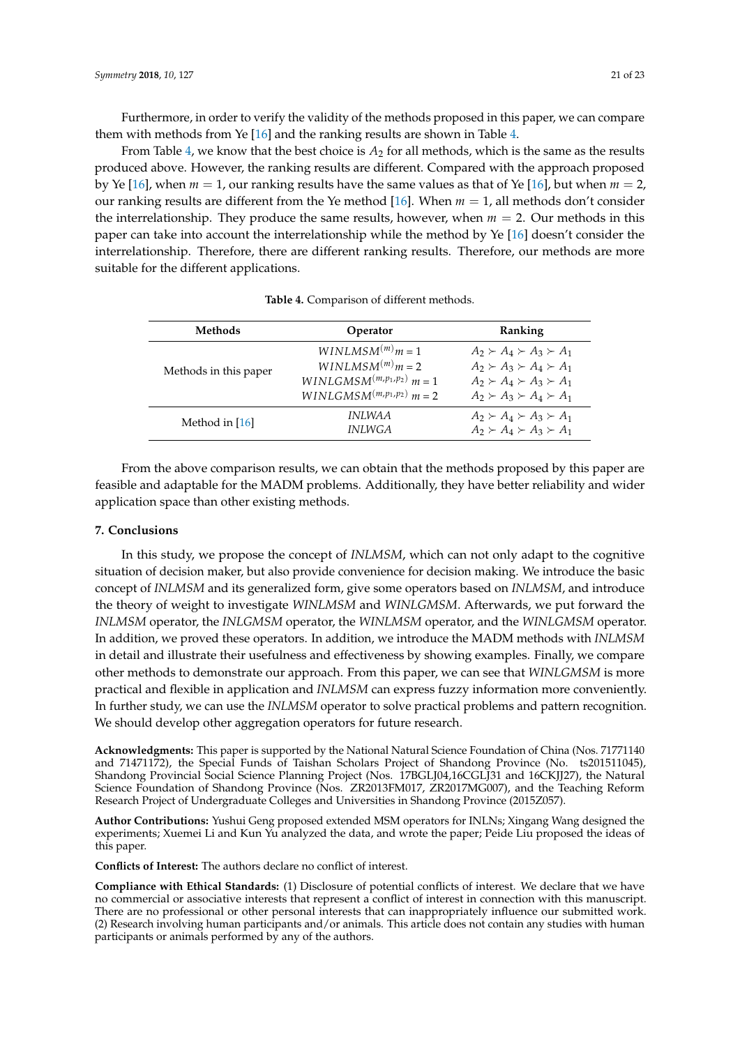Furthermore, in order to verify the validity of the methods proposed in this paper, we can compare them with methods from Ye [16] and the ranking results are shown in Table 4.

From Table 4, we know that the best choice is $A_2$ for all methods, which is the same as the results produced above. However, the ranking results are different. Compared with the approach proposed by Ye [16], when $m = 1$, our ranking results have the same values as that of Ye [16], but when $m = 2$, our ranking results are different from the Ye method [16]. When $m = 1$, all methods don't consider the interrelationship. They produce the same results, however, when $m = 2$. Our methods in this paper can take into account the interrelationship while the method by Ye [16] doesn't consider the interrelationship. Therefore, there are different ranking results. Therefore, our methods are more suitable for the different applications.

**Table 4.** Comparison of different methods.

| Methods | Operator | Ranking |
|---|---|---|
| Methods in this paper | $WINLMSM^{(m)} m = 1$ | $A_2 \succ A_4 \succ A_3 \succ A_1$ |
| | $WINLMSM^{(m)} m = 2$ | $A_2 \succ A_3 \succ A_4 \succ A_1$ |
| | $WINLGMSM^{(m,p_1,p_2)}\ m = 1$ | $A_2 \succ A_4 \succ A_3 \succ A_1$ |
| | $WINLGMSM^{(m,p_1,p_2)}\ m = 2$ | $A_2 \succ A_3 \succ A_4 \succ A_1$ |
| Method in [16] | *INLWAA* | $A_2 \succ A_4 \succ A_3 \succ A_1$ |
| | *INLWGA* | $A_2 \succ A_4 \succ A_3 \succ A_1$ |

From the above comparison results, we can obtain that the methods proposed by this paper are feasible and adaptable for the MADM problems. Additionally, they have better reliability and wider application space than other existing methods.

## 7. Conclusions

In this study, we propose the concept of *INLMSM*, which can not only adapt to the cognitive situation of decision maker, but also provide convenience for decision making. We introduce the basic concept of *INLMSM* and its generalized form, give some operators based on *INLMSM*, and introduce the theory of weight to investigate *WINLMSM* and *WINLGMSM*. Afterwards, we put forward the *INLMSM* operator, the *INLGMSM* operator, the *WINLMSM* operator, and the *WINLGMSM* operator. In addition, we proved these operators. In addition, we introduce the MADM methods with *INLMSM* in detail and illustrate their usefulness and effectiveness by showing examples. Finally, we compare other methods to demonstrate our approach. From this paper, we can see that *WINLGMSM* is more practical and flexible in application and *INLMSM* can express fuzzy information more conveniently. In further study, we can use the *INLMSM* operator to solve practical problems and pattern recognition. We should develop other aggregation operators for future research.

**Acknowledgments:** This paper is supported by the National Natural Science Foundation of China (Nos. 71771140 and 71471172), the Special Funds of Taishan Scholars Project of Shandong Province (No. ts201511045), Shandong Provincial Social Science Planning Project (Nos. 17BGLJ04,16CGLJ31 and 16CKJJ27), the Natural Science Foundation of Shandong Province (Nos. ZR2013FM017, ZR2017MG007), and the Teaching Reform Research Project of Undergraduate Colleges and Universities in Shandong Province (2015Z057).

**Author Contributions:** Yushui Geng proposed extended MSM operators for INLNs; Xingang Wang designed the experiments; Xuemei Li and Kun Yu analyzed the data, and wrote the paper; Peide Liu proposed the ideas of this paper.

**Conflicts of Interest:** The authors declare no conflict of interest.

**Compliance with Ethical Standards:** (1) Disclosure of potential conflicts of interest. We declare that we have no commercial or associative interests that represent a conflict of interest in connection with this manuscript. There are no professional or other personal interests that can inappropriately influence our submitted work. (2) Research involving human participants and/or animals. This article does not contain any studies with human participants or animals performed by any of the authors.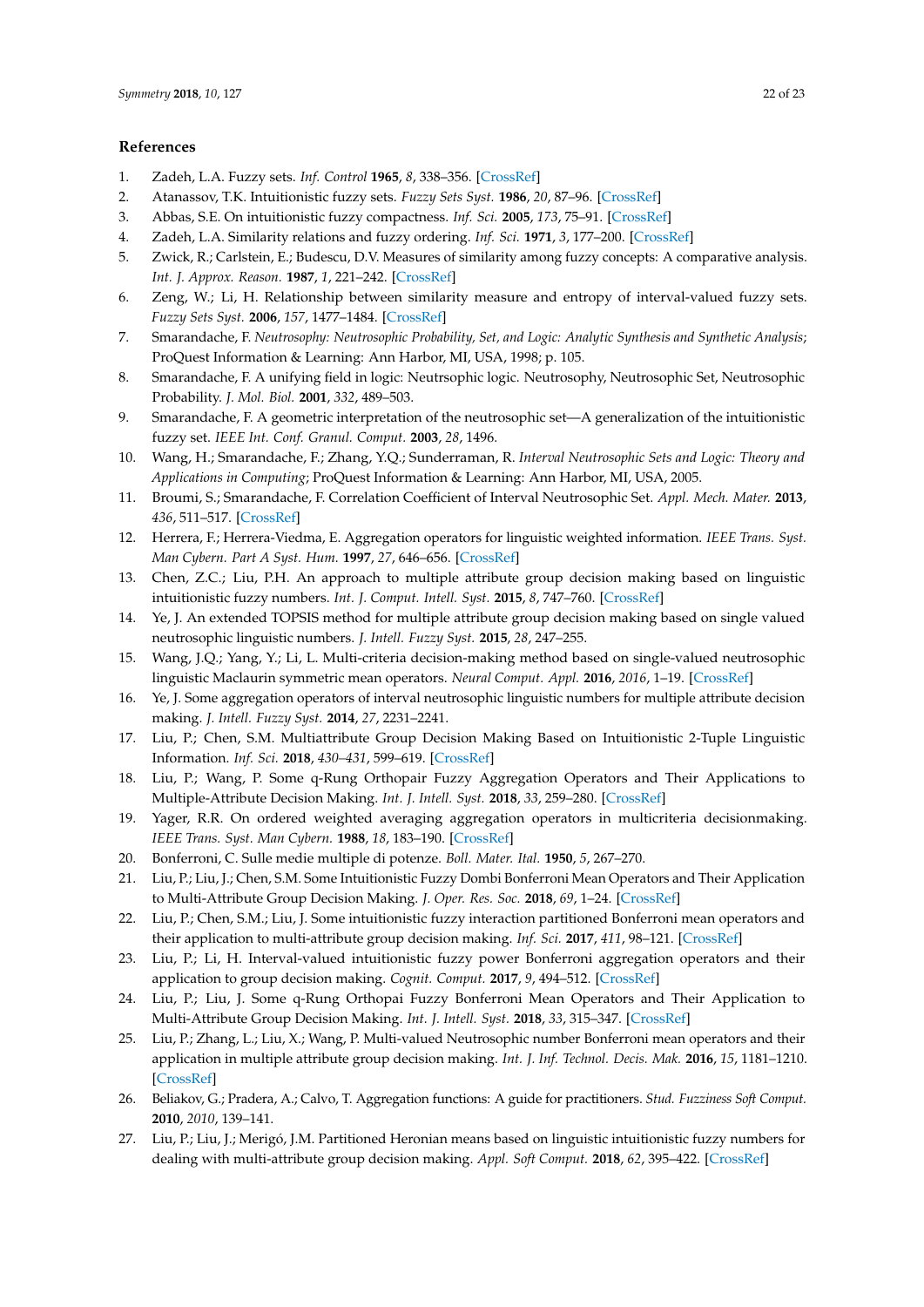## References

1. Zadeh, L.A. Fuzzy sets. *Inf. Control* **1965**, *8*, 338–356. [CrossRef]
2. Atanassov, T.K. Intuitionistic fuzzy sets. *Fuzzy Sets Syst.* **1986**, *20*, 87–96. [CrossRef]
3. Abbas, S.E. On intuitionistic fuzzy compactness. *Inf. Sci.* **2005**, *173*, 75–91. [CrossRef]
4. Zadeh, L.A. Similarity relations and fuzzy ordering. *Inf. Sci.* **1971**, *3*, 177–200. [CrossRef]
5. Zwick, R.; Carlstein, E.; Budescu, D.V. Measures of similarity among fuzzy concepts: A comparative analysis. *Int. J. Approx. Reason.* **1987**, *1*, 221–242. [CrossRef]
6. Zeng, W.; Li, H. Relationship between similarity measure and entropy of interval-valued fuzzy sets. *Fuzzy Sets Syst.* **2006**, *157*, 1477–1484. [CrossRef]
7. Smarandache, F. *Neutrosophy: Neutrosophic Probability, Set, and Logic: Analytic Synthesis and Synthetic Analysis*; ProQuest Information & Learning: Ann Harbor, MI, USA, 1998; p. 105.
8. Smarandache, F. A unifying field in logic: Neutrsophic logic. Neutrosophy, Neutrosophic Set, Neutrosophic Probability. *J. Mol. Biol.* **2001**, *332*, 489–503.
9. Smarandache, F. A geometric interpretation of the neutrosophic set—A generalization of the intuitionistic fuzzy set. *IEEE Int. Conf. Granul. Comput.* **2003**, *28*, 1496.
10. Wang, H.; Smarandache, F.; Zhang, Y.Q.; Sunderraman, R. *Interval Neutrosophic Sets and Logic: Theory and Applications in Computing*; ProQuest Information & Learning: Ann Harbor, MI, USA, 2005.
11. Broumi, S.; Smarandache, F. Correlation Coefficient of Interval Neutrosophic Set. *Appl. Mech. Mater.* **2013**, *436*, 511–517. [CrossRef]
12. Herrera, F.; Herrera-Viedma, E. Aggregation operators for linguistic weighted information. *IEEE Trans. Syst. Man Cybern. Part A Syst. Hum.* **1997**, *27*, 646–656. [CrossRef]
13. Chen, Z.C.; Liu, P.H. An approach to multiple attribute group decision making based on linguistic intuitionistic fuzzy numbers. *Int. J. Comput. Intell. Syst.* **2015**, *8*, 747–760. [CrossRef]
14. Ye, J. An extended TOPSIS method for multiple attribute group decision making based on single valued neutrosophic linguistic numbers. *J. Intell. Fuzzy Syst.* **2015**, *28*, 247–255.
15. Wang, J.Q.; Yang, Y.; Li, L. Multi-criteria decision-making method based on single-valued neutrosophic linguistic Maclaurin symmetric mean operators. *Neural Comput. Appl.* **2016**, *2016*, 1–19. [CrossRef]
16. Ye, J. Some aggregation operators of interval neutrosophic linguistic numbers for multiple attribute decision making. *J. Intell. Fuzzy Syst.* **2014**, *27*, 2231–2241.
17. Liu, P.; Chen, S.M. Multiattribute Group Decision Making Based on Intuitionistic 2-Tuple Linguistic Information. *Inf. Sci.* **2018**, *430–431*, 599–619. [CrossRef]
18. Liu, P.; Wang, P. Some q-Rung Orthopair Fuzzy Aggregation Operators and Their Applications to Multiple-Attribute Decision Making. *Int. J. Intell. Syst.* **2018**, *33*, 259–280. [CrossRef]
19. Yager, R.R. On ordered weighted averaging aggregation operators in multicriteria decisionmaking. *IEEE Trans. Syst. Man Cybern.* **1988**, *18*, 183–190. [CrossRef]
20. Bonferroni, C. Sulle medie multiple di potenze. *Boll. Mater. Ital.* **1950**, *5*, 267–270.
21. Liu, P.; Liu, J.; Chen, S.M. Some Intuitionistic Fuzzy Dombi Bonferroni Mean Operators and Their Application to Multi-Attribute Group Decision Making. *J. Oper. Res. Soc.* **2018**, *69*, 1–24. [CrossRef]
22. Liu, P.; Chen, S.M.; Liu, J. Some intuitionistic fuzzy interaction partitioned Bonferroni mean operators and their application to multi-attribute group decision making. *Inf. Sci.* **2017**, *411*, 98–121. [CrossRef]
23. Liu, P.; Li, H. Interval-valued intuitionistic fuzzy power Bonferroni aggregation operators and their application to group decision making. *Cognit. Comput.* **2017**, *9*, 494–512. [CrossRef]
24. Liu, P.; Liu, J. Some q-Rung Orthopai Fuzzy Bonferroni Mean Operators and Their Application to Multi-Attribute Group Decision Making. *Int. J. Intell. Syst.* **2018**, *33*, 315–347. [CrossRef]
25. Liu, P.; Zhang, L.; Liu, X.; Wang, P. Multi-valued Neutrosophic number Bonferroni mean operators and their application in multiple attribute group decision making. *Int. J. Inf. Technol. Decis. Mak.* **2016**, *15*, 1181–1210. [CrossRef]
26. Beliakov, G.; Pradera, A.; Calvo, T. Aggregation functions: A guide for practitioners. *Stud. Fuzziness Soft Comput.* **2010**, *2010*, 139–141.
27. Liu, P.; Liu, J.; Merigó, J.M. Partitioned Heronian means based on linguistic intuitionistic fuzzy numbers for dealing with multi-attribute group decision making. *Appl. Soft Comput.* **2018**, *62*, 395–422. [CrossRef]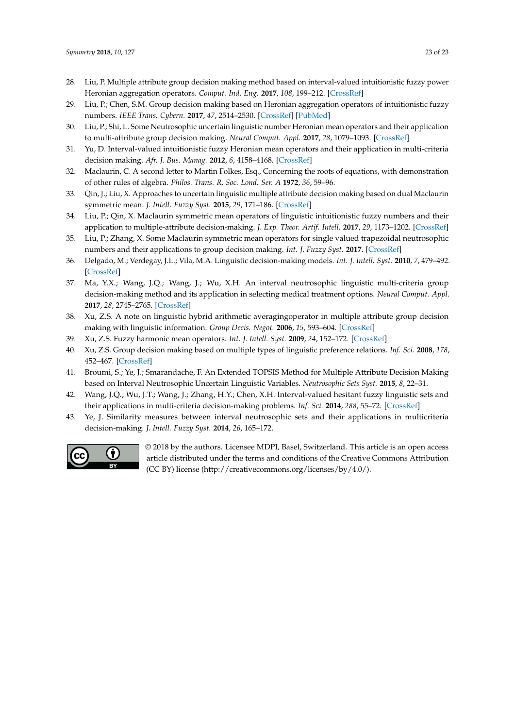28. Liu, P. Multiple attribute group decision making method based on interval-valued intuitionistic fuzzy power Heronian aggregation operators. *Comput. Ind. Eng.* **2017**, *108*, 199–212. [CrossRef]
29. Liu, P.; Chen, S.M. Group decision making based on Heronian aggregation operators of intuitionistic fuzzy numbers. *IEEE Trans. Cybern.* **2017**, *47*, 2514–2530. [CrossRef] [PubMed]
30. Liu, P.; Shi, L. Some Neutrosophic uncertain linguistic number Heronian mean operators and their application to multi-attribute group decision making. *Neural Comput. Appl.* **2017**, *28*, 1079–1093. [CrossRef]
31. Yu, D. Interval-valued intuitionistic fuzzy Heronian mean operators and their application in multi-criteria decision making. *Afr. J. Bus. Manag.* **2012**, *6*, 4158–4168. [CrossRef]
32. Maclaurin, C. A second letter to Martin Folkes, Esq., Concerning the roots of equations, with demonstration of other rules of algebra. *Philos. Trans. R. Soc. Lond. Ser. A* **1972**, *36*, 59–96.
33. Qin, J.; Liu, X. Approaches to uncertain linguistic multiple attribute decision making based on dual Maclaurin symmetric mean. *J. Intell. Fuzzy Syst.* **2015**, *29*, 171–186. [CrossRef]
34. Liu, P.; Qin, X. Maclaurin symmetric mean operators of linguistic intuitionistic fuzzy numbers and their application to multiple-attribute decision-making. *J. Exp. Theor. Artif. Intell.* **2017**, *29*, 1173–1202. [CrossRef]
35. Liu, P.; Zhang, X. Some Maclaurin symmetric mean operators for single valued trapezoidal neutrosophic numbers and their applications to group decision making. *Int. J. Fuzzy Syst.* **2017**. [CrossRef]
36. Delgado, M.; Verdegay, J.L.; Vila, M.A. Linguistic decision-making models. *Int. J. Intell. Syst.* **2010**, *7*, 479–492. [CrossRef]
37. Ma, Y.X.; Wang, J.Q.; Wang, J.; Wu, X.H. An interval neutrosophic linguistic multi-criteria group decision-making method and its application in selecting medical treatment options. *Neural Comput. Appl.* **2017**, *28*, 2745–2765. [CrossRef]
38. Xu, Z.S. A note on linguistic hybrid arithmetic averagingoperator in multiple attribute group decision making with linguistic information. *Group Decis. Negot.* **2006**, *15*, 593–604. [CrossRef]
39. Xu, Z.S. Fuzzy harmonic mean operators. *Int. J. Intell. Syst.* **2009**, *24*, 152–172. [CrossRef]
40. Xu, Z.S. Group decision making based on multiple types of linguistic preference relations. *Inf. Sci.* **2008**, *178*, 452–467. [CrossRef]
41. Broumi, S.; Ye, J.; Smarandache, F. An Extended TOPSIS Method for Multiple Attribute Decision Making based on Interval Neutrosophic Uncertain Linguistic Variables. *Neutrosophic Sets Syst.* **2015**, *8*, 22–31.
42. Wang, J.Q.; Wu, J.T.; Wang, J.; Zhang, H.Y.; Chen, X.H. Interval-valued hesitant fuzzy linguistic sets and their applications in multi-criteria decision-making problems. *Inf. Sci.* **2014**, *288*, 55–72. [CrossRef]
43. Ye, J. Similarity measures between interval neutrosophic sets and their applications in multicriteria decision-making. *J. Intell. Fuzzy Syst.* **2014**, *26*, 165–172.

© 2018 by the authors. Licensee MDPI, Basel, Switzerland. This article is an open access article distributed under the terms and conditions of the Creative Commons Attribution (CC BY) license (http://creativecommons.org/licenses/by/4.0/).